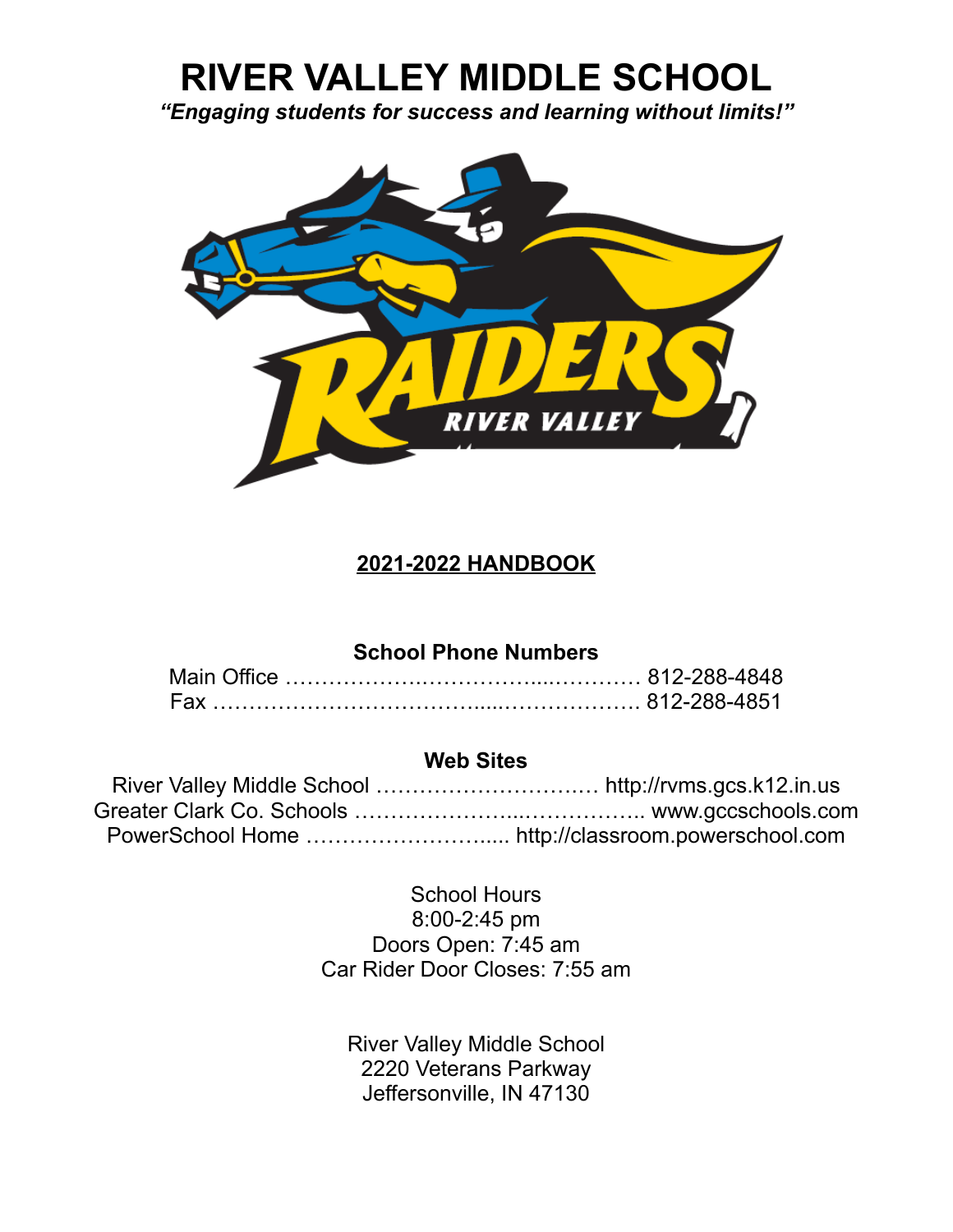# RIVER VALLEY MIDDLE SCHOOL

***"Engaging students for success and learning without limits!"***

**2021-2022 HANDBOOK**

**School Phone Numbers**

Main Office ………………..……………....………… 812-288-4848
Fax ……………………………….....………………. 812-288-4851

**Web Sites**

River Valley Middle School …………………….…… http://rvms.gcs.k12.in.us
Greater Clark Co. Schools …………………...…………….. www.gccschools.com
PowerSchool Home ……………………..... http://classroom.powerschool.com

School Hours
8:00-2:45 pm
Doors Open: 7:45 am
Car Rider Door Closes: 7:55 am

River Valley Middle School
2220 Veterans Parkway
Jeffersonville, IN 47130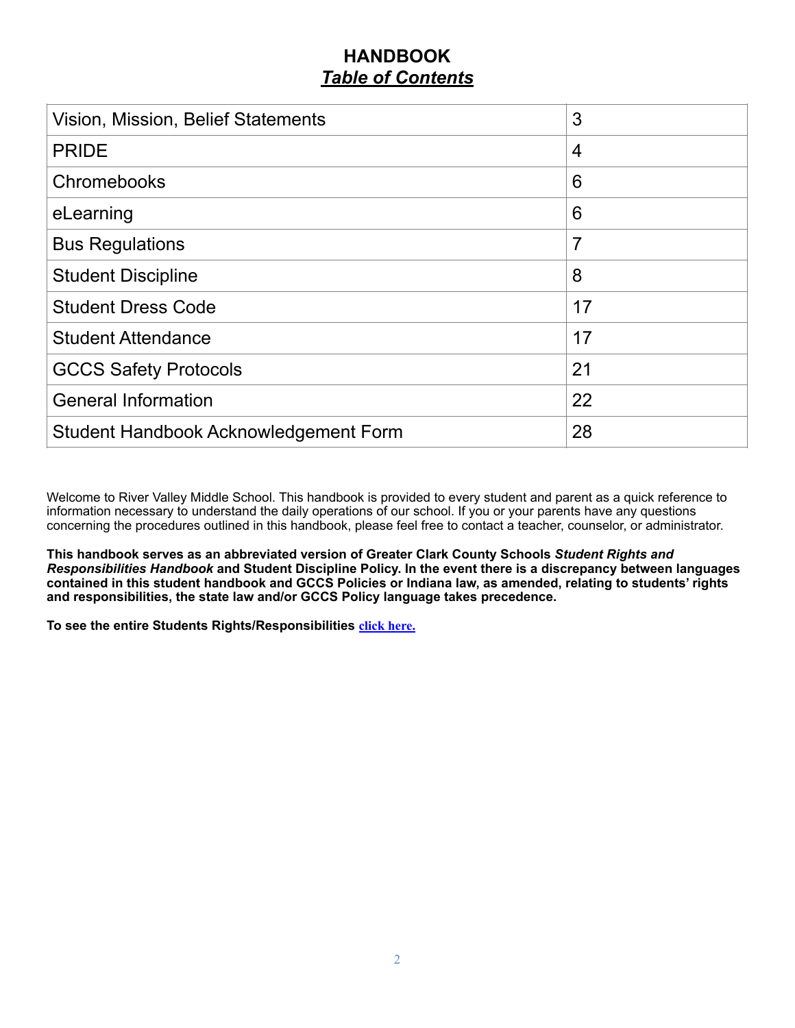# HANDBOOK

## ***Table of Contents***

| Section | Page |
|---|---|
| Vision, Mission, Belief Statements | 3 |
| PRIDE | 4 |
| Chromebooks | 6 |
| eLearning | 6 |
| Bus Regulations | 7 |
| Student Discipline | 8 |
| Student Dress Code | 17 |
| Student Attendance | 17 |
| GCCS Safety Protocols | 21 |
| General Information | 22 |
| Student Handbook Acknowledgement Form | 28 |

Welcome to River Valley Middle School. This handbook is provided to every student and parent as a quick reference to information necessary to understand the daily operations of our school. If you or your parents have any questions concerning the procedures outlined in this handbook, please feel free to contact a teacher, counselor, or administrator.

**This handbook serves as an abbreviated version of Greater Clark County Schools *Student Rights and Responsibilities Handbook* and Student Discipline Policy. In the event there is a discrepancy between languages contained in this student handbook and GCCS Policies or Indiana law, as amended, relating to students' rights and responsibilities, the state law and/or GCCS Policy language takes precedence.**

**To see the entire Students Rights/Responsibilities click here.**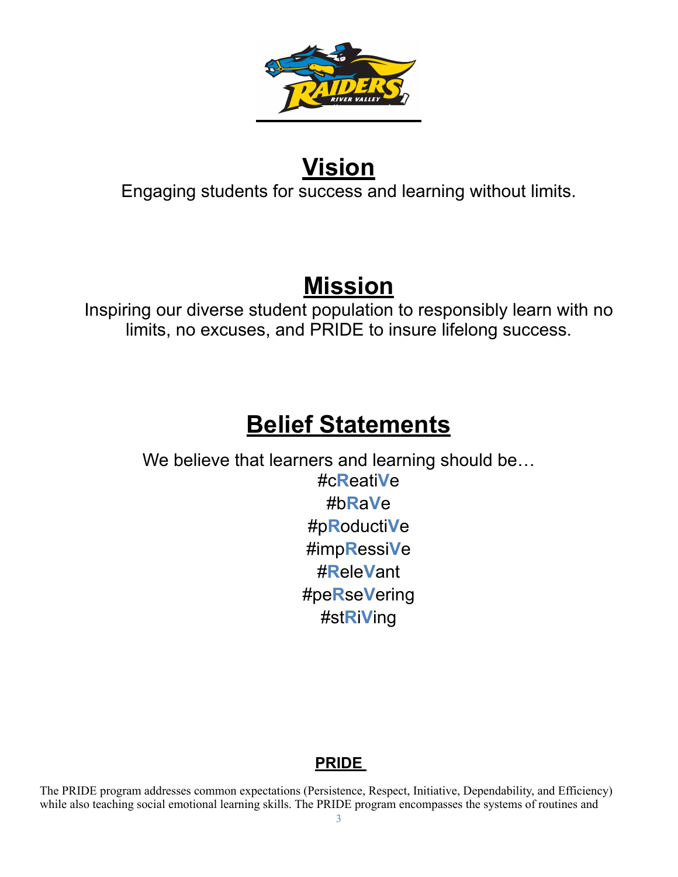# Vision

Engaging students for success and learning without limits.

# Mission

Inspiring our diverse student population to responsibly learn with no limits, no excuses, and PRIDE to insure lifelong success.

# Belief Statements

We believe that learners and learning should be…

#c**R**eati**V**e
#b**R**a**V**e
#p**R**oducti**V**e
#imp**R**essi**V**e
#**R**ele**V**ant
#pe**R**se**V**ering
#st**R**i**V**ing

## PRIDE

The PRIDE program addresses common expectations (Persistence, Respect, Initiative, Dependability, and Efficiency) while also teaching social emotional learning skills. The PRIDE program encompasses the systems of routines and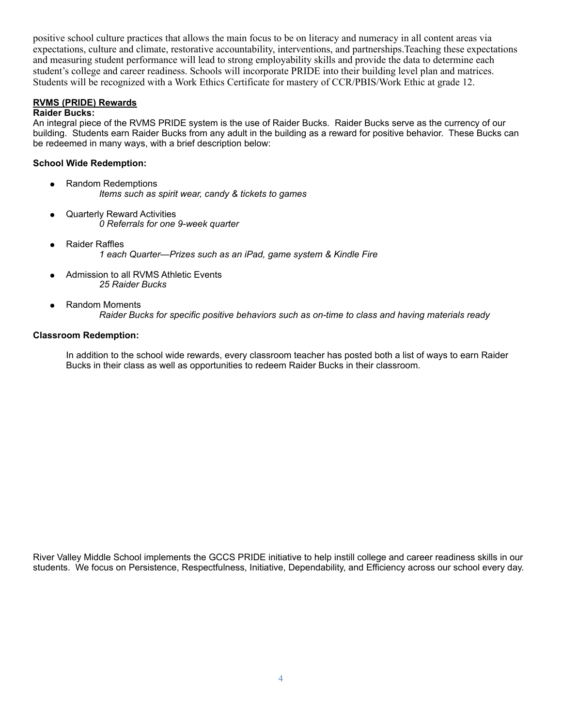positive school culture practices that allows the main focus to be on literacy and numeracy in all content areas via expectations, culture and climate, restorative accountability, interventions, and partnerships.Teaching these expectations and measuring student performance will lead to strong employability skills and provide the data to determine each student's college and career readiness. Schools will incorporate PRIDE into their building level plan and matrices. Students will be recognized with a Work Ethics Certificate for mastery of CCR/PBIS/Work Ethic at grade 12.

## RVMS (PRIDE) Rewards

**Raider Bucks:**

An integral piece of the RVMS PRIDE system is the use of Raider Bucks. Raider Bucks serve as the currency of our building. Students earn Raider Bucks from any adult in the building as a reward for positive behavior. These Bucks can be redeemed in many ways, with a brief description below:

**School Wide Redemption:**

- Random Redemptions
  *Items such as spirit wear, candy & tickets to games*
- Quarterly Reward Activities
  *0 Referrals for one 9-week quarter*
- Raider Raffles
  *1 each Quarter—Prizes such as an iPad, game system & Kindle Fire*
- Admission to all RVMS Athletic Events
  *25 Raider Bucks*
- Random Moments
  *Raider Bucks for specific positive behaviors such as on-time to class and having materials ready*

**Classroom Redemption:**

In addition to the school wide rewards, every classroom teacher has posted both a list of ways to earn Raider Bucks in their class as well as opportunities to redeem Raider Bucks in their classroom.

River Valley Middle School implements the GCCS PRIDE initiative to help instill college and career readiness skills in our students. We focus on Persistence, Respectfulness, Initiative, Dependability, and Efficiency across our school every day.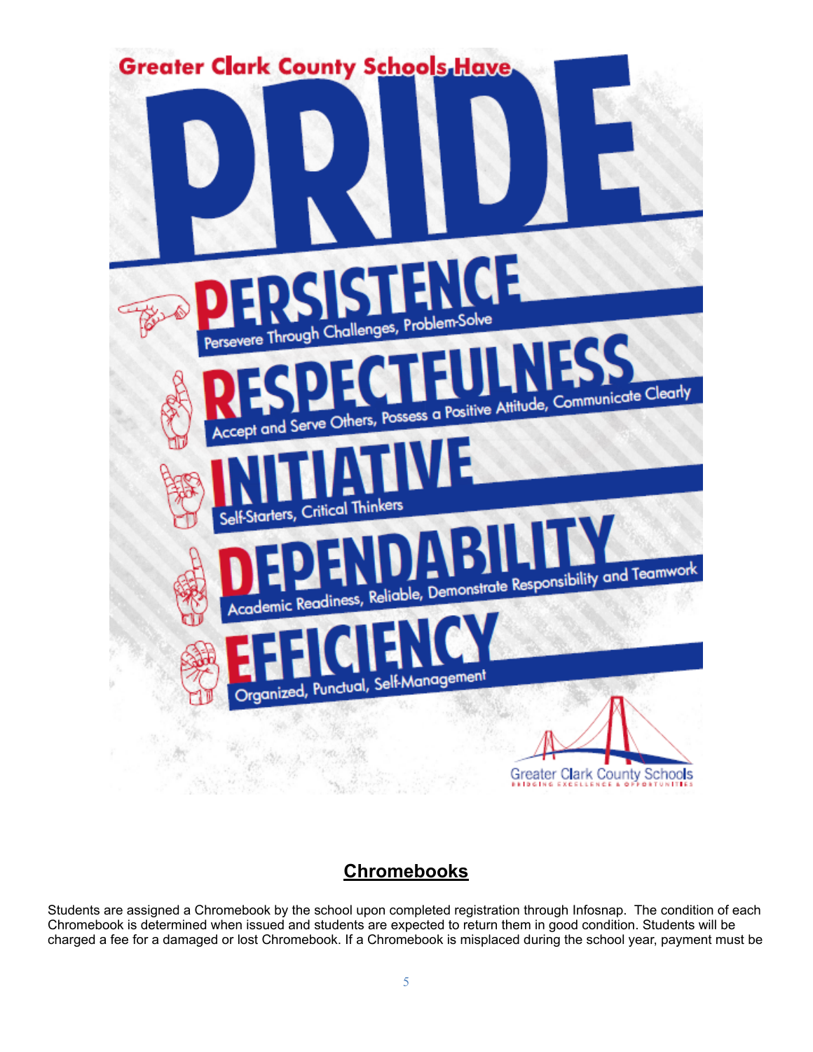Greater Clark County Schools Have

# PRIDE

**PERSISTENCE**
Persevere Through Challenges, Problem-Solve

**RESPECTFULNESS**
Accept and Serve Others, Possess a Positive Attitude, Communicate Clearly

**INITIATIVE**
Self-Starters, Critical Thinkers

**DEPENDABILITY**
Academic Readiness, Reliable, Demonstrate Responsibility and Teamwork

**EFFICIENCY**
Organized, Punctual, Self-Management

Greater Clark County Schools
BRIDGING EXCELLENCE & OPPORTUNITIES

## Chromebooks

Students are assigned a Chromebook by the school upon completed registration through Infosnap. The condition of each Chromebook is determined when issued and students are expected to return them in good condition. Students will be charged a fee for a damaged or lost Chromebook. If a Chromebook is misplaced during the school year, payment must be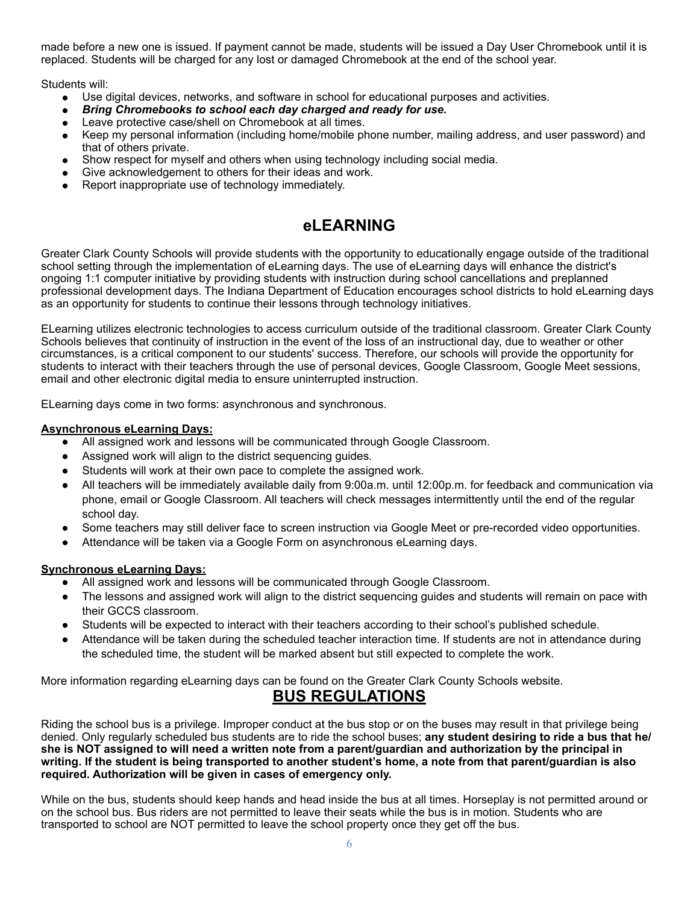made before a new one is issued. If payment cannot be made, students will be issued a Day User Chromebook until it is replaced. Students will be charged for any lost or damaged Chromebook at the end of the school year.

Students will:

- Use digital devices, networks, and software in school for educational purposes and activities.
- ***Bring Chromebooks to school each day charged and ready for use.***
- Leave protective case/shell on Chromebook at all times.
- Keep my personal information (including home/mobile phone number, mailing address, and user password) and that of others private.
- Show respect for myself and others when using technology including social media.
- Give acknowledgement to others for their ideas and work.
- Report inappropriate use of technology immediately.

## eLEARNING

Greater Clark County Schools will provide students with the opportunity to educationally engage outside of the traditional school setting through the implementation of eLearning days. The use of eLearning days will enhance the district's ongoing 1:1 computer initiative by providing students with instruction during school cancellations and preplanned professional development days. The Indiana Department of Education encourages school districts to hold eLearning days as an opportunity for students to continue their lessons through technology initiatives.

ELearning utilizes electronic technologies to access curriculum outside of the traditional classroom. Greater Clark County Schools believes that continuity of instruction in the event of the loss of an instructional day, due to weather or other circumstances, is a critical component to our students' success. Therefore, our schools will provide the opportunity for students to interact with their teachers through the use of personal devices, Google Classroom, Google Meet sessions, email and other electronic digital media to ensure uninterrupted instruction.

ELearning days come in two forms: asynchronous and synchronous.

**Asynchronous eLearning Days:**

- All assigned work and lessons will be communicated through Google Classroom.
- Assigned work will align to the district sequencing guides.
- Students will work at their own pace to complete the assigned work.
- All teachers will be immediately available daily from 9:00a.m. until 12:00p.m. for feedback and communication via phone, email or Google Classroom. All teachers will check messages intermittently until the end of the regular school day.
- Some teachers may still deliver face to screen instruction via Google Meet or pre-recorded video opportunities.
- Attendance will be taken via a Google Form on asynchronous eLearning days.

**Synchronous eLearning Days:**

- All assigned work and lessons will be communicated through Google Classroom.
- The lessons and assigned work will align to the district sequencing guides and students will remain on pace with their GCCS classroom.
- Students will be expected to interact with their teachers according to their school's published schedule.
- Attendance will be taken during the scheduled teacher interaction time. If students are not in attendance during the scheduled time, the student will be marked absent but still expected to complete the work.

More information regarding eLearning days can be found on the Greater Clark County Schools website.

## BUS REGULATIONS

Riding the school bus is a privilege. Improper conduct at the bus stop or on the buses may result in that privilege being denied. Only regularly scheduled bus students are to ride the school buses; **any student desiring to ride a bus that he/ she is NOT assigned to will need a written note from a parent/guardian and authorization by the principal in writing. If the student is being transported to another student's home, a note from that parent/guardian is also required. Authorization will be given in cases of emergency only.**

While on the bus, students should keep hands and head inside the bus at all times. Horseplay is not permitted around or on the school bus. Bus riders are not permitted to leave their seats while the bus is in motion. Students who are transported to school are NOT permitted to leave the school property once they get off the bus.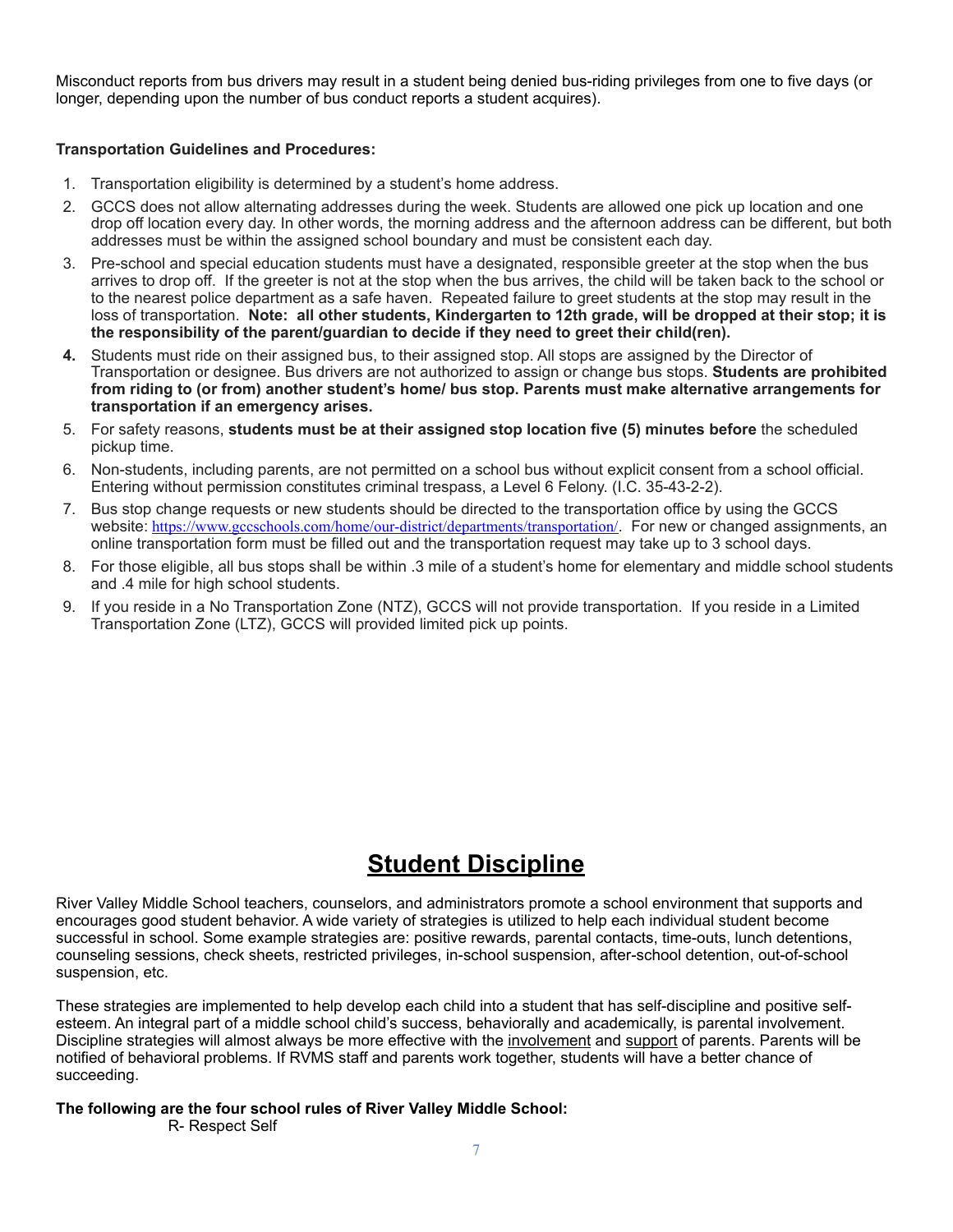Misconduct reports from bus drivers may result in a student being denied bus-riding privileges from one to five days (or longer, depending upon the number of bus conduct reports a student acquires).

**Transportation Guidelines and Procedures:**

1. Transportation eligibility is determined by a student's home address.
2. GCCS does not allow alternating addresses during the week. Students are allowed one pick up location and one drop off location every day. In other words, the morning address and the afternoon address can be different, but both addresses must be within the assigned school boundary and must be consistent each day.
3. Pre-school and special education students must have a designated, responsible greeter at the stop when the bus arrives to drop off. If the greeter is not at the stop when the bus arrives, the child will be taken back to the school or to the nearest police department as a safe haven. Repeated failure to greet students at the stop may result in the loss of transportation. **Note: all other students, Kindergarten to 12th grade, will be dropped at their stop; it is the responsibility of the parent/guardian to decide if they need to greet their child(ren).**
4. Students must ride on their assigned bus, to their assigned stop. All stops are assigned by the Director of Transportation or designee. Bus drivers are not authorized to assign or change bus stops. **Students are prohibited from riding to (or from) another student's home/ bus stop. Parents must make alternative arrangements for transportation if an emergency arises.**
5. For safety reasons, **students must be at their assigned stop location five (5) minutes before** the scheduled pickup time.
6. Non-students, including parents, are not permitted on a school bus without explicit consent from a school official. Entering without permission constitutes criminal trespass, a Level 6 Felony. (I.C. 35-43-2-2).
7. Bus stop change requests or new students should be directed to the transportation office by using the GCCS website: https://www.gccschools.com/home/our-district/departments/transportation/. For new or changed assignments, an online transportation form must be filled out and the transportation request may take up to 3 school days.
8. For those eligible, all bus stops shall be within .3 mile of a student's home for elementary and middle school students and .4 mile for high school students.
9. If you reside in a No Transportation Zone (NTZ), GCCS will not provide transportation. If you reside in a Limited Transportation Zone (LTZ), GCCS will provided limited pick up points.

# Student Discipline

River Valley Middle School teachers, counselors, and administrators promote a school environment that supports and encourages good student behavior. A wide variety of strategies is utilized to help each individual student become successful in school. Some example strategies are: positive rewards, parental contacts, time-outs, lunch detentions, counseling sessions, check sheets, restricted privileges, in-school suspension, after-school detention, out-of-school suspension, etc.

These strategies are implemented to help develop each child into a student that has self-discipline and positive self-esteem. An integral part of a middle school child's success, behaviorally and academically, is parental involvement. Discipline strategies will almost always be more effective with the involvement and support of parents. Parents will be notified of behavioral problems. If RVMS staff and parents work together, students will have a better chance of succeeding.

**The following are the four school rules of River Valley Middle School:**

R- Respect Self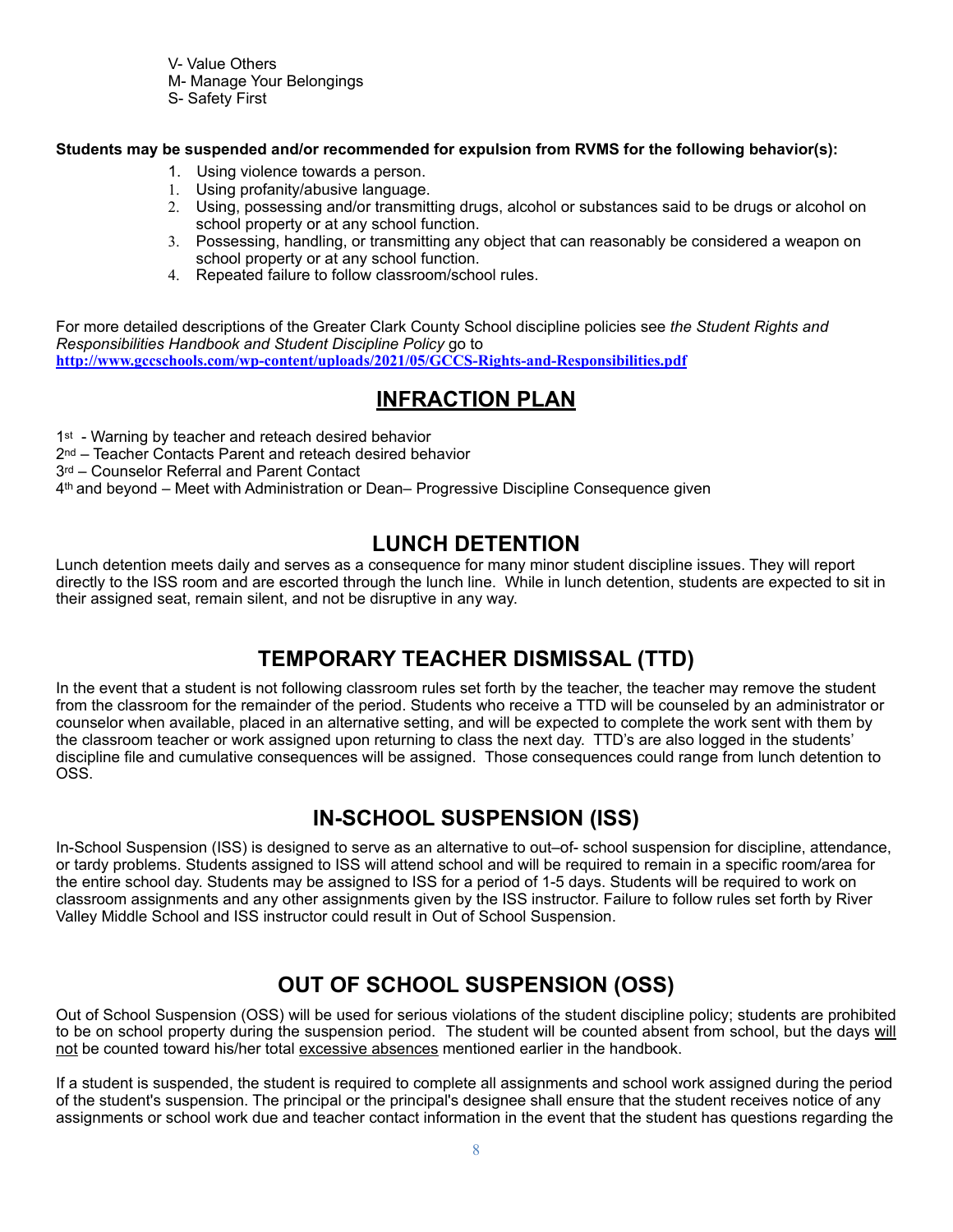V- Value Others
M- Manage Your Belongings
S- Safety First

**Students may be suspended and/or recommended for expulsion from RVMS for the following behavior(s):**

1. Using violence towards a person.
1. Using profanity/abusive language.
2. Using, possessing and/or transmitting drugs, alcohol or substances said to be drugs or alcohol on school property or at any school function.
3. Possessing, handling, or transmitting any object that can reasonably be considered a weapon on school property or at any school function.
4. Repeated failure to follow classroom/school rules.

For more detailed descriptions of the Greater Clark County School discipline policies see *the Student Rights and Responsibilities Handbook and Student Discipline Policy* go to **http://www.gccschools.com/wp-content/uploads/2021/05/GCCS-Rights-and-Responsibilities.pdf**

## INFRACTION PLAN

1st - Warning by teacher and reteach desired behavior
2nd – Teacher Contacts Parent and reteach desired behavior
3rd – Counselor Referral and Parent Contact
4th and beyond – Meet with Administration or Dean– Progressive Discipline Consequence given

## LUNCH DETENTION

Lunch detention meets daily and serves as a consequence for many minor student discipline issues. They will report directly to the ISS room and are escorted through the lunch line. While in lunch detention, students are expected to sit in their assigned seat, remain silent, and not be disruptive in any way.

## TEMPORARY TEACHER DISMISSAL (TTD)

In the event that a student is not following classroom rules set forth by the teacher, the teacher may remove the student from the classroom for the remainder of the period. Students who receive a TTD will be counseled by an administrator or counselor when available, placed in an alternative setting, and will be expected to complete the work sent with them by the classroom teacher or work assigned upon returning to class the next day. TTD's are also logged in the students' discipline file and cumulative consequences will be assigned. Those consequences could range from lunch detention to OSS.

## IN-SCHOOL SUSPENSION (ISS)

In-School Suspension (ISS) is designed to serve as an alternative to out–of- school suspension for discipline, attendance, or tardy problems. Students assigned to ISS will attend school and will be required to remain in a specific room/area for the entire school day. Students may be assigned to ISS for a period of 1-5 days. Students will be required to work on classroom assignments and any other assignments given by the ISS instructor. Failure to follow rules set forth by River Valley Middle School and ISS instructor could result in Out of School Suspension.

## OUT OF SCHOOL SUSPENSION (OSS)

Out of School Suspension (OSS) will be used for serious violations of the student discipline policy; students are prohibited to be on school property during the suspension period. The student will be counted absent from school, but the days will not be counted toward his/her total excessive absences mentioned earlier in the handbook.

If a student is suspended, the student is required to complete all assignments and school work assigned during the period of the student's suspension. The principal or the principal's designee shall ensure that the student receives notice of any assignments or school work due and teacher contact information in the event that the student has questions regarding the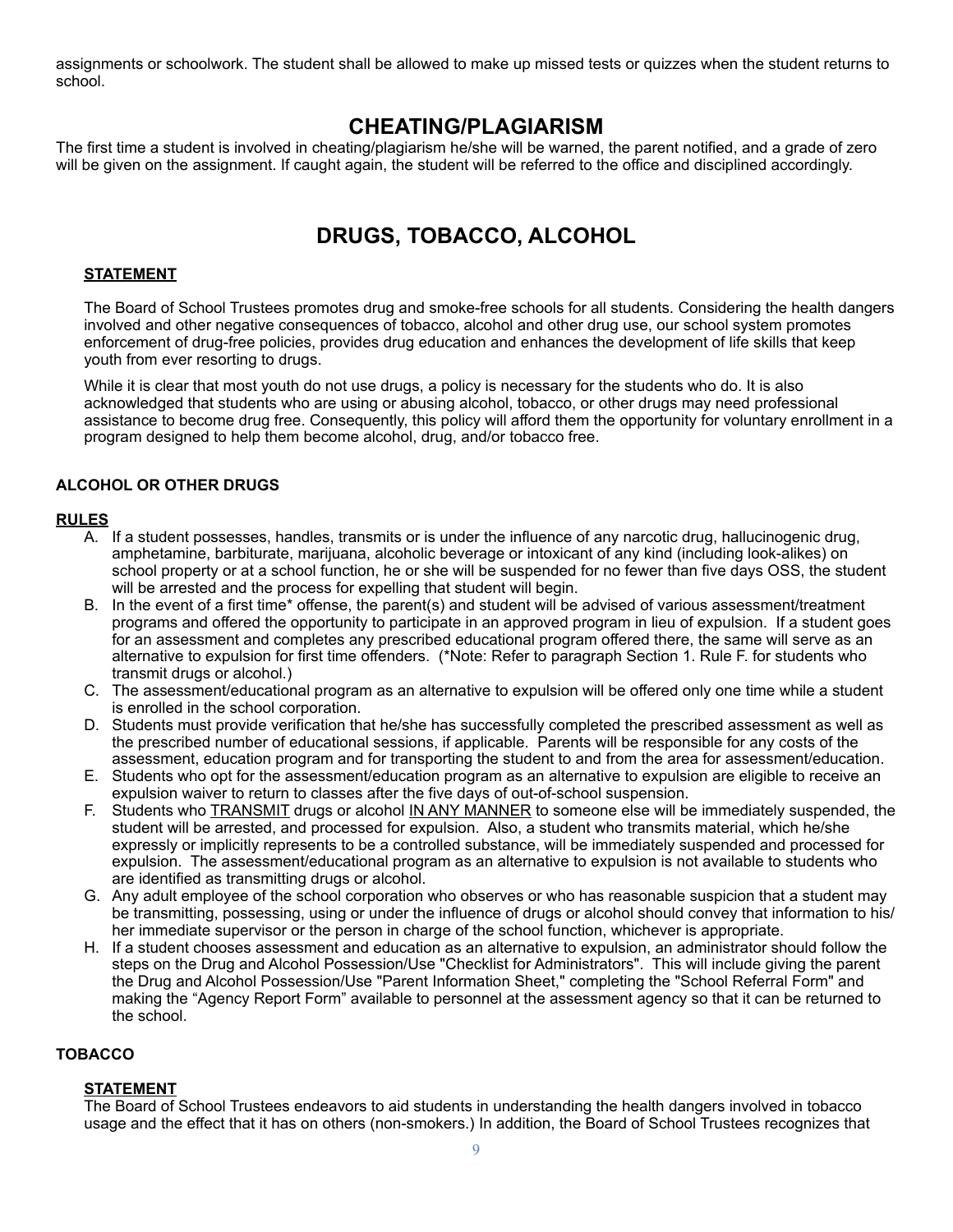assignments or schoolwork. The student shall be allowed to make up missed tests or quizzes when the student returns to school.

# CHEATING/PLAGIARISM

The first time a student is involved in cheating/plagiarism he/she will be warned, the parent notified, and a grade of zero will be given on the assignment. If caught again, the student will be referred to the office and disciplined accordingly.

# DRUGS, TOBACCO, ALCOHOL

**STATEMENT**

The Board of School Trustees promotes drug and smoke-free schools for all students. Considering the health dangers involved and other negative consequences of tobacco, alcohol and other drug use, our school system promotes enforcement of drug-free policies, provides drug education and enhances the development of life skills that keep youth from ever resorting to drugs.

While it is clear that most youth do not use drugs, a policy is necessary for the students who do. It is also acknowledged that students who are using or abusing alcohol, tobacco, or other drugs may need professional assistance to become drug free. Consequently, this policy will afford them the opportunity for voluntary enrollment in a program designed to help them become alcohol, drug, and/or tobacco free.

## ALCOHOL OR OTHER DRUGS

**RULES**

A. If a student possesses, handles, transmits or is under the influence of any narcotic drug, hallucinogenic drug, amphetamine, barbiturate, marijuana, alcoholic beverage or intoxicant of any kind (including look-alikes) on school property or at a school function, he or she will be suspended for no fewer than five days OSS, the student will be arrested and the process for expelling that student will begin.

B. In the event of a first time* offense, the parent(s) and student will be advised of various assessment/treatment programs and offered the opportunity to participate in an approved program in lieu of expulsion. If a student goes for an assessment and completes any prescribed educational program offered there, the same will serve as an alternative to expulsion for first time offenders. (*Note: Refer to paragraph Section 1. Rule F. for students who transmit drugs or alcohol.)

C. The assessment/educational program as an alternative to expulsion will be offered only one time while a student is enrolled in the school corporation.

D. Students must provide verification that he/she has successfully completed the prescribed assessment as well as the prescribed number of educational sessions, if applicable. Parents will be responsible for any costs of the assessment, education program and for transporting the student to and from the area for assessment/education.

E. Students who opt for the assessment/education program as an alternative to expulsion are eligible to receive an expulsion waiver to return to classes after the five days of out-of-school suspension.

F. Students who <u>TRANSMIT</u> drugs or alcohol <u>IN ANY MANNER</u> to someone else will be immediately suspended, the student will be arrested, and processed for expulsion. Also, a student who transmits material, which he/she expressly or implicitly represents to be a controlled substance, will be immediately suspended and processed for expulsion. The assessment/educational program as an alternative to expulsion is not available to students who are identified as transmitting drugs or alcohol.

G. Any adult employee of the school corporation who observes or who has reasonable suspicion that a student may be transmitting, possessing, using or under the influence of drugs or alcohol should convey that information to his/her immediate supervisor or the person in charge of the school function, whichever is appropriate.

H. If a student chooses assessment and education as an alternative to expulsion, an administrator should follow the steps on the Drug and Alcohol Possession/Use "Checklist for Administrators". This will include giving the parent the Drug and Alcohol Possession/Use "Parent Information Sheet," completing the "School Referral Form" and making the "Agency Report Form" available to personnel at the assessment agency so that it can be returned to the school.

## TOBACCO

**STATEMENT**

The Board of School Trustees endeavors to aid students in understanding the health dangers involved in tobacco usage and the effect that it has on others (non-smokers.) In addition, the Board of School Trustees recognizes that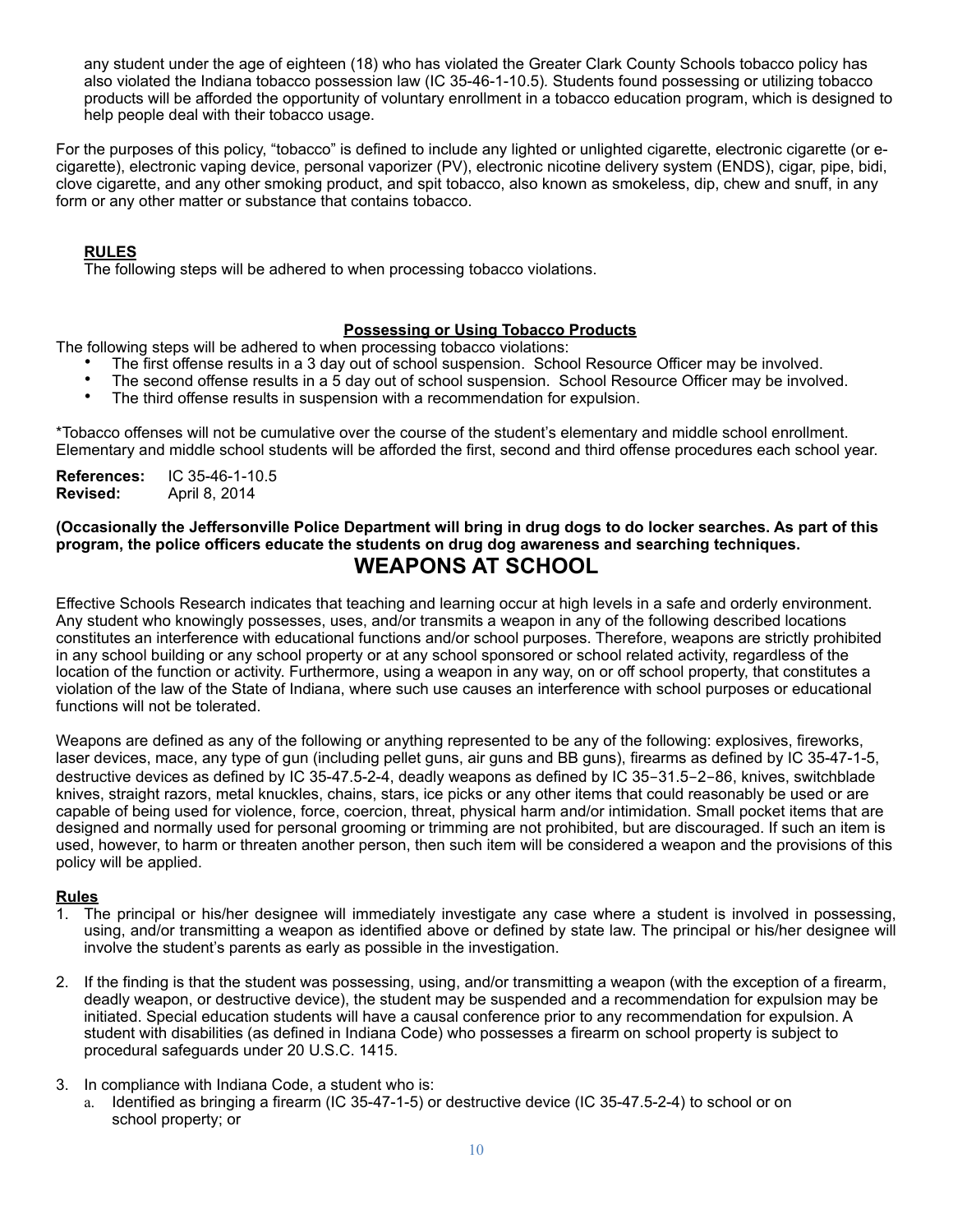any student under the age of eighteen (18) who has violated the Greater Clark County Schools tobacco policy has also violated the Indiana tobacco possession law (IC 35-46-1-10.5). Students found possessing or utilizing tobacco products will be afforded the opportunity of voluntary enrollment in a tobacco education program, which is designed to help people deal with their tobacco usage.

For the purposes of this policy, "tobacco" is defined to include any lighted or unlighted cigarette, electronic cigarette (or e-cigarette), electronic vaping device, personal vaporizer (PV), electronic nicotine delivery system (ENDS), cigar, pipe, bidi, clove cigarette, and any other smoking product, and spit tobacco, also known as smokeless, dip, chew and snuff, in any form or any other matter or substance that contains tobacco.

**RULES**

The following steps will be adhered to when processing tobacco violations.

**Possessing or Using Tobacco Products**

The following steps will be adhered to when processing tobacco violations:

- The first offense results in a 3 day out of school suspension. School Resource Officer may be involved.
- The second offense results in a 5 day out of school suspension. School Resource Officer may be involved.
- The third offense results in suspension with a recommendation for expulsion.

*Tobacco offenses will not be cumulative over the course of the student's elementary and middle school enrollment. Elementary and middle school students will be afforded the first, second and third offense procedures each school year.

**References:** IC 35-46-1-10.5
**Revised:** April 8, 2014

**(Occasionally the Jeffersonville Police Department will bring in drug dogs to do locker searches. As part of this program, the police officers educate the students on drug dog awareness and searching techniques.**

## WEAPONS AT SCHOOL

Effective Schools Research indicates that teaching and learning occur at high levels in a safe and orderly environment. Any student who knowingly possesses, uses, and/or transmits a weapon in any of the following described locations constitutes an interference with educational functions and/or school purposes. Therefore, weapons are strictly prohibited in any school building or any school property or at any school sponsored or school related activity, regardless of the location of the function or activity. Furthermore, using a weapon in any way, on or off school property, that constitutes a violation of the law of the State of Indiana, where such use causes an interference with school purposes or educational functions will not be tolerated.

Weapons are defined as any of the following or anything represented to be any of the following: explosives, fireworks, laser devices, mace, any type of gun (including pellet guns, air guns and BB guns), firearms as defined by IC 35-47-1-5, destructive devices as defined by IC 35-47.5-2-4, deadly weapons as defined by IC 35−31.5−2−86, knives, switchblade knives, straight razors, metal knuckles, chains, stars, ice picks or any other items that could reasonably be used or are capable of being used for violence, force, coercion, threat, physical harm and/or intimidation. Small pocket items that are designed and normally used for personal grooming or trimming are not prohibited, but are discouraged. If such an item is used, however, to harm or threaten another person, then such item will be considered a weapon and the provisions of this policy will be applied.

**Rules**

1. The principal or his/her designee will immediately investigate any case where a student is involved in possessing, using, and/or transmitting a weapon as identified above or defined by state law. The principal or his/her designee will involve the student's parents as early as possible in the investigation.
2. If the finding is that the student was possessing, using, and/or transmitting a weapon (with the exception of a firearm, deadly weapon, or destructive device), the student may be suspended and a recommendation for expulsion may be initiated. Special education students will have a causal conference prior to any recommendation for expulsion. A student with disabilities (as defined in Indiana Code) who possesses a firearm on school property is subject to procedural safeguards under 20 U.S.C. 1415.
3. In compliance with Indiana Code, a student who is:
    a. Identified as bringing a firearm (IC 35-47-1-5) or destructive device (IC 35-47.5-2-4) to school or on school property; or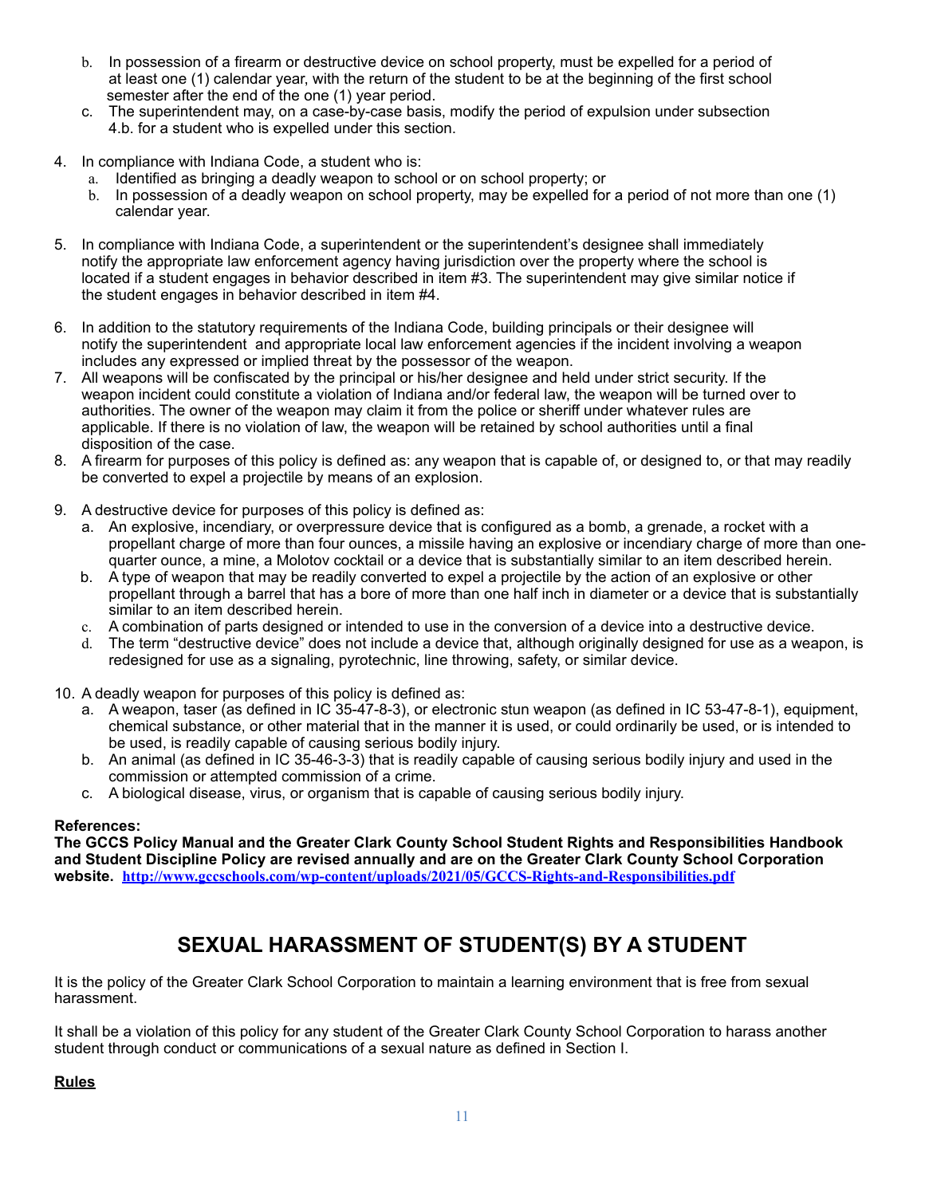b. In possession of a firearm or destructive device on school property, must be expelled for a period of at least one (1) calendar year, with the return of the student to be at the beginning of the first school semester after the end of the one (1) year period.
   c. The superintendent may, on a case-by-case basis, modify the period of expulsion under subsection 4.b. for a student who is expelled under this section.

4. In compliance with Indiana Code, a student who is:
   a. Identified as bringing a deadly weapon to school or on school property; or
   b. In possession of a deadly weapon on school property, may be expelled for a period of not more than one (1) calendar year.

5. In compliance with Indiana Code, a superintendent or the superintendent's designee shall immediately notify the appropriate law enforcement agency having jurisdiction over the property where the school is located if a student engages in behavior described in item #3. The superintendent may give similar notice if the student engages in behavior described in item #4.

6. In addition to the statutory requirements of the Indiana Code, building principals or their designee will notify the superintendent and appropriate local law enforcement agencies if the incident involving a weapon includes any expressed or implied threat by the possessor of the weapon.
7. All weapons will be confiscated by the principal or his/her designee and held under strict security. If the weapon incident could constitute a violation of Indiana and/or federal law, the weapon will be turned over to authorities. The owner of the weapon may claim it from the police or sheriff under whatever rules are applicable. If there is no violation of law, the weapon will be retained by school authorities until a final disposition of the case.
8. A firearm for purposes of this policy is defined as: any weapon that is capable of, or designed to, or that may readily be converted to expel a projectile by means of an explosion.

9. A destructive device for purposes of this policy is defined as:
   a. An explosive, incendiary, or overpressure device that is configured as a bomb, a grenade, a rocket with a propellant charge of more than four ounces, a missile having an explosive or incendiary charge of more than one-quarter ounce, a mine, a Molotov cocktail or a device that is substantially similar to an item described herein.
   b. A type of weapon that may be readily converted to expel a projectile by the action of an explosive or other propellant through a barrel that has a bore of more than one half inch in diameter or a device that is substantially similar to an item described herein.
   c. A combination of parts designed or intended to use in the conversion of a device into a destructive device.
   d. The term "destructive device" does not include a device that, although originally designed for use as a weapon, is redesigned for use as a signaling, pyrotechnic, line throwing, safety, or similar device.

10. A deadly weapon for purposes of this policy is defined as:
    a. A weapon, taser (as defined in IC 35-47-8-3), or electronic stun weapon (as defined in IC 53-47-8-1), equipment, chemical substance, or other material that in the manner it is used, or could ordinarily be used, or is intended to be used, is readily capable of causing serious bodily injury.
    b. An animal (as defined in IC 35-46-3-3) that is readily capable of causing serious bodily injury and used in the commission or attempted commission of a crime.
    c. A biological disease, virus, or organism that is capable of causing serious bodily injury.

**References:**
**The GCCS Policy Manual and the Greater Clark County School Student Rights and Responsibilities Handbook and Student Discipline Policy are revised annually and are on the Greater Clark County School Corporation website.** [http://www.gccschools.com/wp-content/uploads/2021/05/GCCS-Rights-and-Responsibilities.pdf](http://www.gccschools.com/wp-content/uploads/2021/05/GCCS-Rights-and-Responsibilities.pdf)

# SEXUAL HARASSMENT OF STUDENT(S) BY A STUDENT

It is the policy of the Greater Clark School Corporation to maintain a learning environment that is free from sexual harassment.

It shall be a violation of this policy for any student of the Greater Clark County School Corporation to harass another student through conduct or communications of a sexual nature as defined in Section I.

**Rules**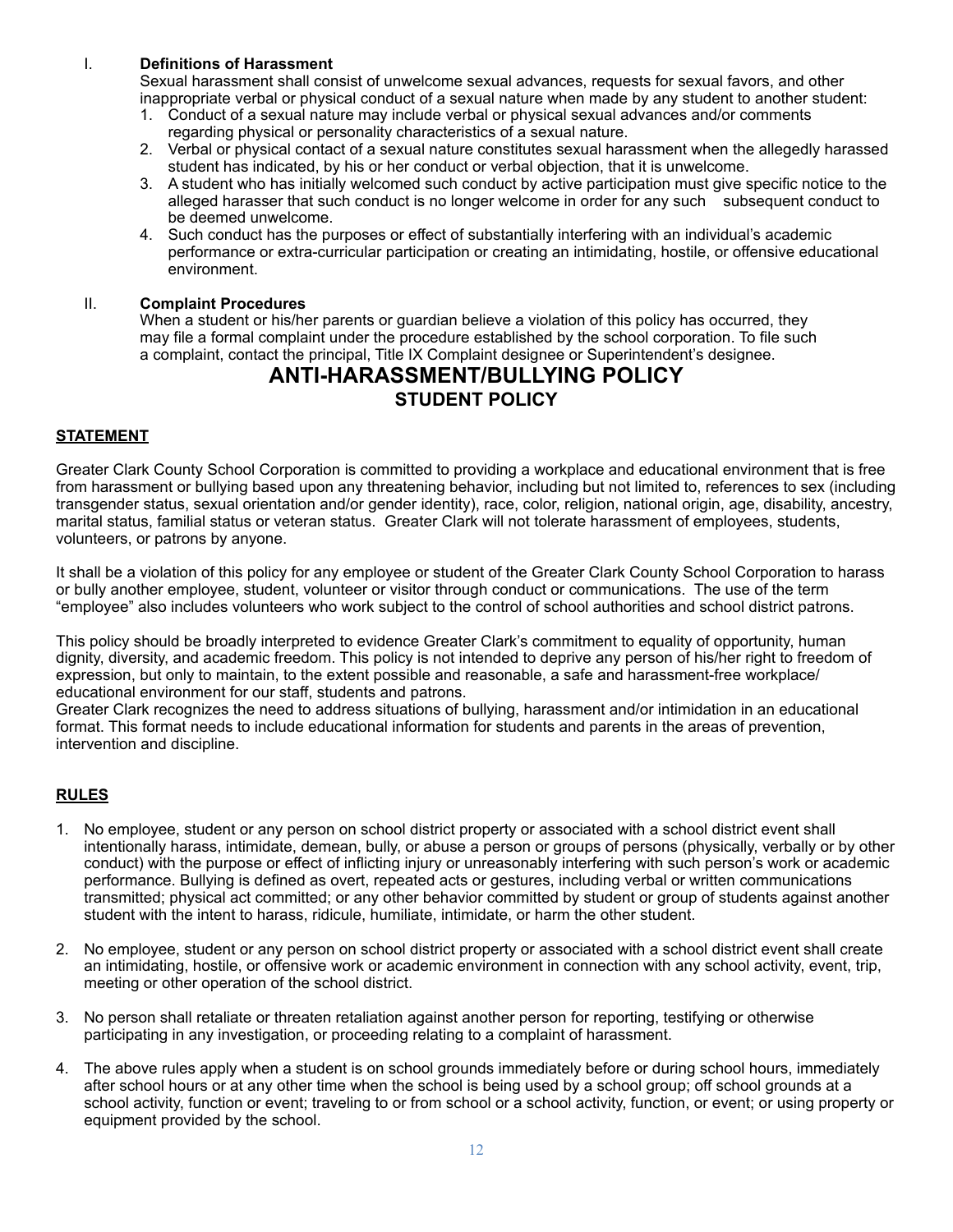I. **Definitions of Harassment**

Sexual harassment shall consist of unwelcome sexual advances, requests for sexual favors, and other inappropriate verbal or physical conduct of a sexual nature when made by any student to another student:

1. Conduct of a sexual nature may include verbal or physical sexual advances and/or comments regarding physical or personality characteristics of a sexual nature.
2. Verbal or physical contact of a sexual nature constitutes sexual harassment when the allegedly harassed student has indicated, by his or her conduct or verbal objection, that it is unwelcome.
3. A student who has initially welcomed such conduct by active participation must give specific notice to the alleged harasser that such conduct is no longer welcome in order for any such subsequent conduct to be deemed unwelcome.
4. Such conduct has the purposes or effect of substantially interfering with an individual's academic performance or extra-curricular participation or creating an intimidating, hostile, or offensive educational environment.

II. **Complaint Procedures**

When a student or his/her parents or guardian believe a violation of this policy has occurred, they may file a formal complaint under the procedure established by the school corporation. To file such a complaint, contact the principal, Title IX Complaint designee or Superintendent's designee.

# ANTI-HARASSMENT/BULLYING POLICY

## STUDENT POLICY

**STATEMENT**

Greater Clark County School Corporation is committed to providing a workplace and educational environment that is free from harassment or bullying based upon any threatening behavior, including but not limited to, references to sex (including transgender status, sexual orientation and/or gender identity), race, color, religion, national origin, age, disability, ancestry, marital status, familial status or veteran status. Greater Clark will not tolerate harassment of employees, students, volunteers, or patrons by anyone.

It shall be a violation of this policy for any employee or student of the Greater Clark County School Corporation to harass or bully another employee, student, volunteer or visitor through conduct or communications. The use of the term "employee" also includes volunteers who work subject to the control of school authorities and school district patrons.

This policy should be broadly interpreted to evidence Greater Clark's commitment to equality of opportunity, human dignity, diversity, and academic freedom. This policy is not intended to deprive any person of his/her right to freedom of expression, but only to maintain, to the extent possible and reasonable, a safe and harassment-free workplace/ educational environment for our staff, students and patrons.

Greater Clark recognizes the need to address situations of bullying, harassment and/or intimidation in an educational format. This format needs to include educational information for students and parents in the areas of prevention, intervention and discipline.

**RULES**

1. No employee, student or any person on school district property or associated with a school district event shall intentionally harass, intimidate, demean, bully, or abuse a person or groups of persons (physically, verbally or by other conduct) with the purpose or effect of inflicting injury or unreasonably interfering with such person's work or academic performance. Bullying is defined as overt, repeated acts or gestures, including verbal or written communications transmitted; physical act committed; or any other behavior committed by student or group of students against another student with the intent to harass, ridicule, humiliate, intimidate, or harm the other student.

2. No employee, student or any person on school district property or associated with a school district event shall create an intimidating, hostile, or offensive work or academic environment in connection with any school activity, event, trip, meeting or other operation of the school district.

3. No person shall retaliate or threaten retaliation against another person for reporting, testifying or otherwise participating in any investigation, or proceeding relating to a complaint of harassment.

4. The above rules apply when a student is on school grounds immediately before or during school hours, immediately after school hours or at any other time when the school is being used by a school group; off school grounds at a school activity, function or event; traveling to or from school or a school activity, function, or event; or using property or equipment provided by the school.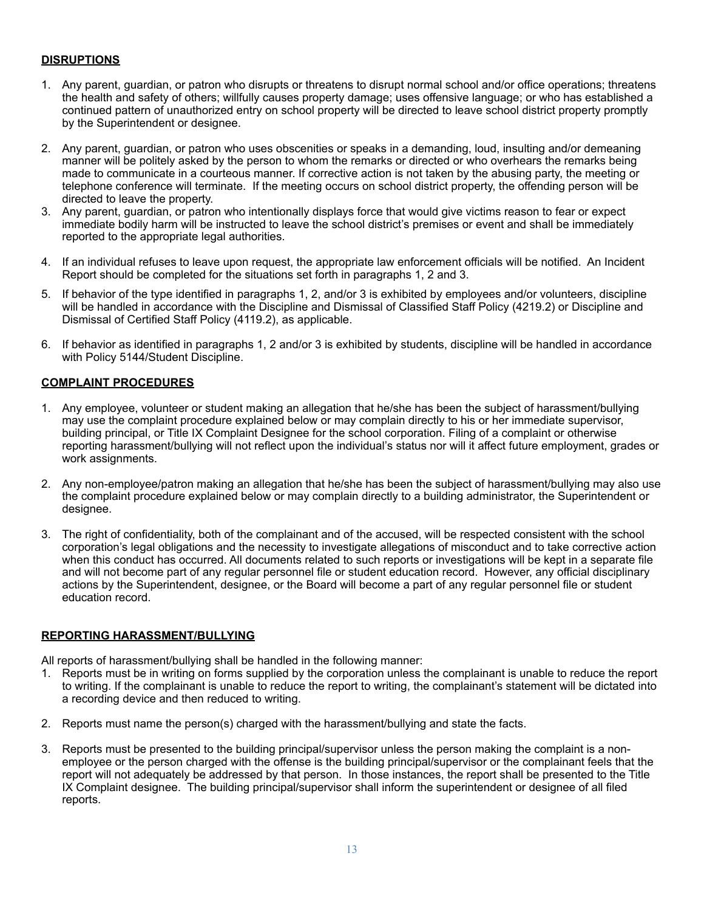## DISRUPTIONS

1. Any parent, guardian, or patron who disrupts or threatens to disrupt normal school and/or office operations; threatens the health and safety of others; willfully causes property damage; uses offensive language; or who has established a continued pattern of unauthorized entry on school property will be directed to leave school district property promptly by the Superintendent or designee.

2. Any parent, guardian, or patron who uses obscenities or speaks in a demanding, loud, insulting and/or demeaning manner will be politely asked by the person to whom the remarks or directed or who overhears the remarks being made to communicate in a courteous manner. If corrective action is not taken by the abusing party, the meeting or telephone conference will terminate. If the meeting occurs on school district property, the offending person will be directed to leave the property.
3. Any parent, guardian, or patron who intentionally displays force that would give victims reason to fear or expect immediate bodily harm will be instructed to leave the school district's premises or event and shall be immediately reported to the appropriate legal authorities.

4. If an individual refuses to leave upon request, the appropriate law enforcement officials will be notified. An Incident Report should be completed for the situations set forth in paragraphs 1, 2 and 3.

5. If behavior of the type identified in paragraphs 1, 2, and/or 3 is exhibited by employees and/or volunteers, discipline will be handled in accordance with the Discipline and Dismissal of Classified Staff Policy (4219.2) or Discipline and Dismissal of Certified Staff Policy (4119.2), as applicable.

6. If behavior as identified in paragraphs 1, 2 and/or 3 is exhibited by students, discipline will be handled in accordance with Policy 5144/Student Discipline.

## COMPLAINT PROCEDURES

1. Any employee, volunteer or student making an allegation that he/she has been the subject of harassment/bullying may use the complaint procedure explained below or may complain directly to his or her immediate supervisor, building principal, or Title IX Complaint Designee for the school corporation. Filing of a complaint or otherwise reporting harassment/bullying will not reflect upon the individual's status nor will it affect future employment, grades or work assignments.

2. Any non-employee/patron making an allegation that he/she has been the subject of harassment/bullying may also use the complaint procedure explained below or may complain directly to a building administrator, the Superintendent or designee.

3. The right of confidentiality, both of the complainant and of the accused, will be respected consistent with the school corporation's legal obligations and the necessity to investigate allegations of misconduct and to take corrective action when this conduct has occurred. All documents related to such reports or investigations will be kept in a separate file and will not become part of any regular personnel file or student education record. However, any official disciplinary actions by the Superintendent, designee, or the Board will become a part of any regular personnel file or student education record.

## REPORTING HARASSMENT/BULLYING

All reports of harassment/bullying shall be handled in the following manner:

1. Reports must be in writing on forms supplied by the corporation unless the complainant is unable to reduce the report to writing. If the complainant is unable to reduce the report to writing, the complainant's statement will be dictated into a recording device and then reduced to writing.

2. Reports must name the person(s) charged with the harassment/bullying and state the facts.

3. Reports must be presented to the building principal/supervisor unless the person making the complaint is a non-employee or the person charged with the offense is the building principal/supervisor or the complainant feels that the report will not adequately be addressed by that person. In those instances, the report shall be presented to the Title IX Complaint designee. The building principal/supervisor shall inform the superintendent or designee of all filed reports.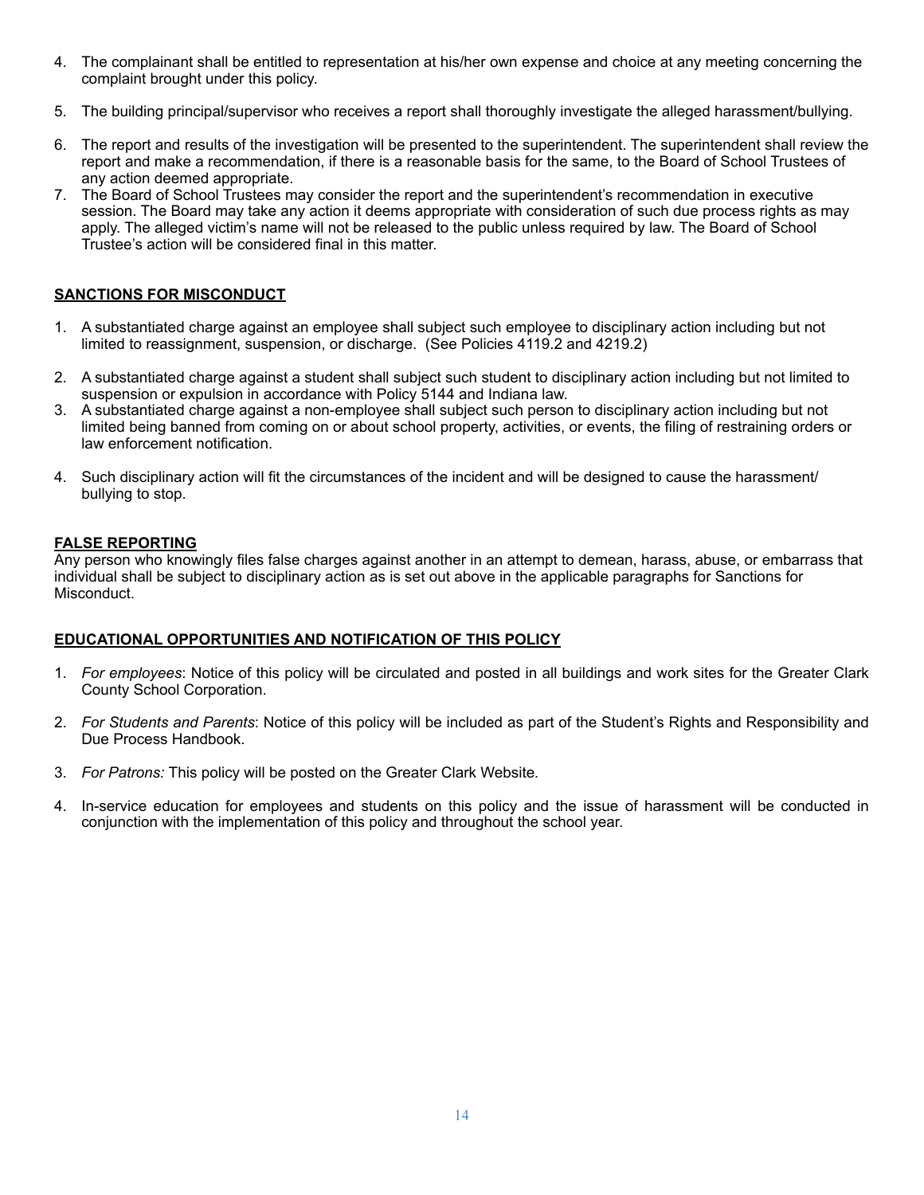4. The complainant shall be entitled to representation at his/her own expense and choice at any meeting concerning the complaint brought under this policy.

5. The building principal/supervisor who receives a report shall thoroughly investigate the alleged harassment/bullying.

6. The report and results of the investigation will be presented to the superintendent. The superintendent shall review the report and make a recommendation, if there is a reasonable basis for the same, to the Board of School Trustees of any action deemed appropriate.
7. The Board of School Trustees may consider the report and the superintendent's recommendation in executive session. The Board may take any action it deems appropriate with consideration of such due process rights as may apply. The alleged victim's name will not be released to the public unless required by law. The Board of School Trustee's action will be considered final in this matter.

**SANCTIONS FOR MISCONDUCT**

1. A substantiated charge against an employee shall subject such employee to disciplinary action including but not limited to reassignment, suspension, or discharge. (See Policies 4119.2 and 4219.2)

2. A substantiated charge against a student shall subject such student to disciplinary action including but not limited to suspension or expulsion in accordance with Policy 5144 and Indiana law.
3. A substantiated charge against a non-employee shall subject such person to disciplinary action including but not limited being banned from coming on or about school property, activities, or events, the filing of restraining orders or law enforcement notification.

4. Such disciplinary action will fit the circumstances of the incident and will be designed to cause the harassment/ bullying to stop.

**FALSE REPORTING**

Any person who knowingly files false charges against another in an attempt to demean, harass, abuse, or embarrass that individual shall be subject to disciplinary action as is set out above in the applicable paragraphs for Sanctions for Misconduct.

**EDUCATIONAL OPPORTUNITIES AND NOTIFICATION OF THIS POLICY**

1. *For employees*: Notice of this policy will be circulated and posted in all buildings and work sites for the Greater Clark County School Corporation.

2. *For Students and Parents*: Notice of this policy will be included as part of the Student's Rights and Responsibility and Due Process Handbook.

3. *For Patrons:* This policy will be posted on the Greater Clark Website.

4. In-service education for employees and students on this policy and the issue of harassment will be conducted in conjunction with the implementation of this policy and throughout the school year.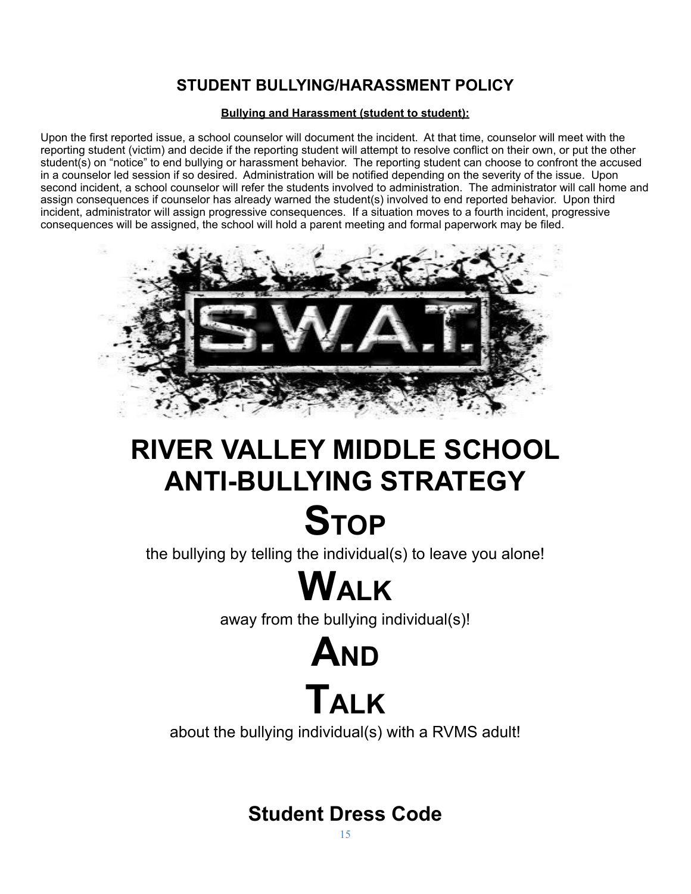## STUDENT BULLYING/HARASSMENT POLICY

**Bullying and Harassment (student to student):**

Upon the first reported issue, a school counselor will document the incident. At that time, counselor will meet with the reporting student (victim) and decide if the reporting student will attempt to resolve conflict on their own, or put the other student(s) on "notice" to end bullying or harassment behavior. The reporting student can choose to confront the accused in a counselor led session if so desired. Administration will be notified depending on the severity of the issue. Upon second incident, a school counselor will refer the students involved to administration. The administrator will call home and assign consequences if counselor has already warned the student(s) involved to end reported behavior. Upon third incident, administrator will assign progressive consequences. If a situation moves to a fourth incident, progressive consequences will be assigned, the school will hold a parent meeting and formal paperwork may be filed.

S.W.A.T.

# RIVER VALLEY MIDDLE SCHOOL ANTI-BULLYING STRATEGY

# STOP

the bullying by telling the individual(s) to leave you alone!

# WALK

away from the bullying individual(s)!

# AND

# TALK

about the bullying individual(s) with a RVMS adult!

## Student Dress Code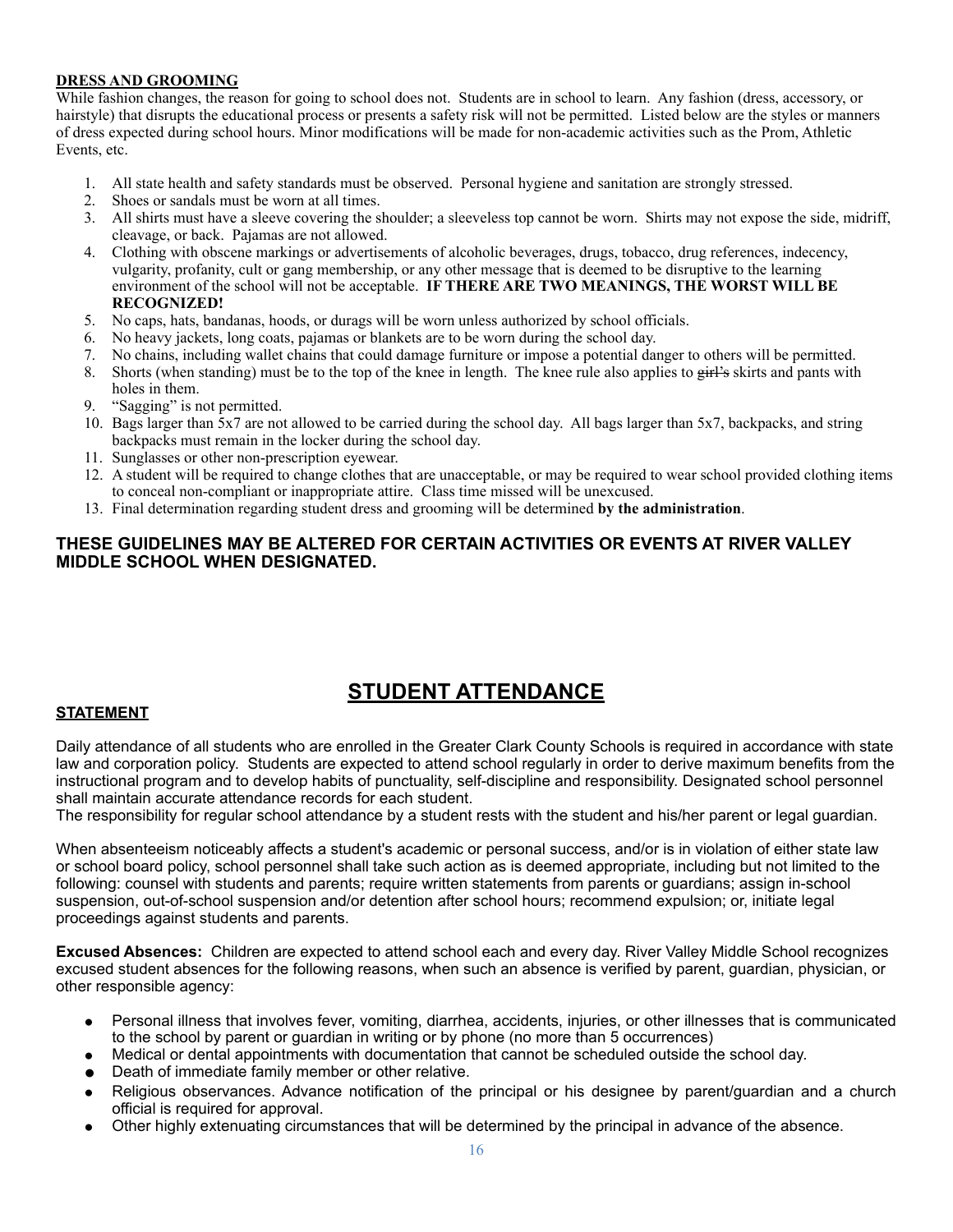**DRESS AND GROOMING**

While fashion changes, the reason for going to school does not. Students are in school to learn. Any fashion (dress, accessory, or hairstyle) that disrupts the educational process or presents a safety risk will not be permitted. Listed below are the styles or manners of dress expected during school hours. Minor modifications will be made for non-academic activities such as the Prom, Athletic Events, etc.

1. All state health and safety standards must be observed. Personal hygiene and sanitation are strongly stressed.
2. Shoes or sandals must be worn at all times.
3. All shirts must have a sleeve covering the shoulder; a sleeveless top cannot be worn. Shirts may not expose the side, midriff, cleavage, or back. Pajamas are not allowed.
4. Clothing with obscene markings or advertisements of alcoholic beverages, drugs, tobacco, drug references, indecency, vulgarity, profanity, cult or gang membership, or any other message that is deemed to be disruptive to the learning environment of the school will not be acceptable. **IF THERE ARE TWO MEANINGS, THE WORST WILL BE RECOGNIZED!**
5. No caps, hats, bandanas, hoods, or durags will be worn unless authorized by school officials.
6. No heavy jackets, long coats, pajamas or blankets are to be worn during the school day.
7. No chains, including wallet chains that could damage furniture or impose a potential danger to others will be permitted.
8. Shorts (when standing) must be to the top of the knee in length. The knee rule also applies to ~~girl's~~ skirts and pants with holes in them.
9. "Sagging" is not permitted.
10. Bags larger than 5x7 are not allowed to be carried during the school day. All bags larger than 5x7, backpacks, and string backpacks must remain in the locker during the school day.
11. Sunglasses or other non-prescription eyewear.
12. A student will be required to change clothes that are unacceptable, or may be required to wear school provided clothing items to conceal non-compliant or inappropriate attire. Class time missed will be unexcused.
13. Final determination regarding student dress and grooming will be determined **by the administration**.

**THESE GUIDELINES MAY BE ALTERED FOR CERTAIN ACTIVITIES OR EVENTS AT RIVER VALLEY MIDDLE SCHOOL WHEN DESIGNATED.**

# STUDENT ATTENDANCE

**STATEMENT**

Daily attendance of all students who are enrolled in the Greater Clark County Schools is required in accordance with state law and corporation policy. Students are expected to attend school regularly in order to derive maximum benefits from the instructional program and to develop habits of punctuality, self-discipline and responsibility. Designated school personnel shall maintain accurate attendance records for each student.
The responsibility for regular school attendance by a student rests with the student and his/her parent or legal guardian.

When absenteeism noticeably affects a student's academic or personal success, and/or is in violation of either state law or school board policy, school personnel shall take such action as is deemed appropriate, including but not limited to the following: counsel with students and parents; require written statements from parents or guardians; assign in-school suspension, out-of-school suspension and/or detention after school hours; recommend expulsion; or, initiate legal proceedings against students and parents.

**Excused Absences:** Children are expected to attend school each and every day. River Valley Middle School recognizes excused student absences for the following reasons, when such an absence is verified by parent, guardian, physician, or other responsible agency:

- Personal illness that involves fever, vomiting, diarrhea, accidents, injuries, or other illnesses that is communicated to the school by parent or guardian in writing or by phone (no more than 5 occurrences)
- Medical or dental appointments with documentation that cannot be scheduled outside the school day.
- Death of immediate family member or other relative.
- Religious observances. Advance notification of the principal or his designee by parent/guardian and a church official is required for approval.
- Other highly extenuating circumstances that will be determined by the principal in advance of the absence.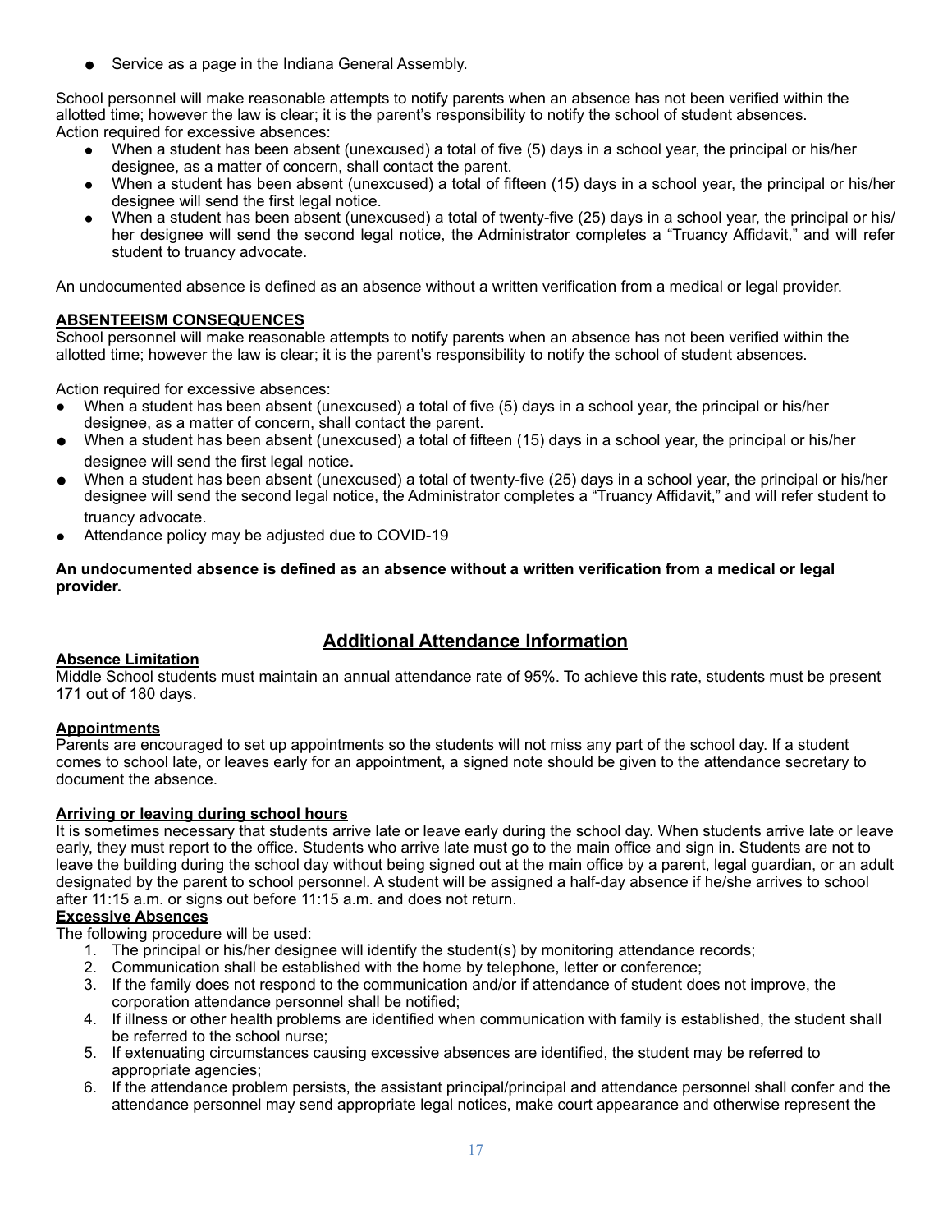- Service as a page in the Indiana General Assembly.

School personnel will make reasonable attempts to notify parents when an absence has not been verified within the allotted time; however the law is clear; it is the parent's responsibility to notify the school of student absences.
Action required for excessive absences:

- When a student has been absent (unexcused) a total of five (5) days in a school year, the principal or his/her designee, as a matter of concern, shall contact the parent.
- When a student has been absent (unexcused) a total of fifteen (15) days in a school year, the principal or his/her designee will send the first legal notice.
- When a student has been absent (unexcused) a total of twenty-five (25) days in a school year, the principal or his/ her designee will send the second legal notice, the Administrator completes a "Truancy Affidavit," and will refer student to truancy advocate.

An undocumented absence is defined as an absence without a written verification from a medical or legal provider.

**ABSENTEEISM CONSEQUENCES**

School personnel will make reasonable attempts to notify parents when an absence has not been verified within the allotted time; however the law is clear; it is the parent's responsibility to notify the school of student absences.

Action required for excessive absences:

- When a student has been absent (unexcused) a total of five (5) days in a school year, the principal or his/her designee, as a matter of concern, shall contact the parent.
- When a student has been absent (unexcused) a total of fifteen (15) days in a school year, the principal or his/her designee will send the first legal notice.
- When a student has been absent (unexcused) a total of twenty-five (25) days in a school year, the principal or his/her designee will send the second legal notice, the Administrator completes a "Truancy Affidavit," and will refer student to truancy advocate.
- Attendance policy may be adjusted due to COVID-19

**An undocumented absence is defined as an absence without a written verification from a medical or legal provider.**

## Additional Attendance Information

**Absence Limitation**

Middle School students must maintain an annual attendance rate of 95%. To achieve this rate, students must be present 171 out of 180 days.

**Appointments**

Parents are encouraged to set up appointments so the students will not miss any part of the school day. If a student comes to school late, or leaves early for an appointment, a signed note should be given to the attendance secretary to document the absence.

**Arriving or leaving during school hours**

It is sometimes necessary that students arrive late or leave early during the school day. When students arrive late or leave early, they must report to the office. Students who arrive late must go to the main office and sign in. Students are not to leave the building during the school day without being signed out at the main office by a parent, legal guardian, or an adult designated by the parent to school personnel. A student will be assigned a half-day absence if he/she arrives to school after 11:15 a.m. or signs out before 11:15 a.m. and does not return.

**Excessive Absences**

The following procedure will be used:

1. The principal or his/her designee will identify the student(s) by monitoring attendance records;
2. Communication shall be established with the home by telephone, letter or conference;
3. If the family does not respond to the communication and/or if attendance of student does not improve, the corporation attendance personnel shall be notified;
4. If illness or other health problems are identified when communication with family is established, the student shall be referred to the school nurse;
5. If extenuating circumstances causing excessive absences are identified, the student may be referred to appropriate agencies;
6. If the attendance problem persists, the assistant principal/principal and attendance personnel shall confer and the attendance personnel may send appropriate legal notices, make court appearance and otherwise represent the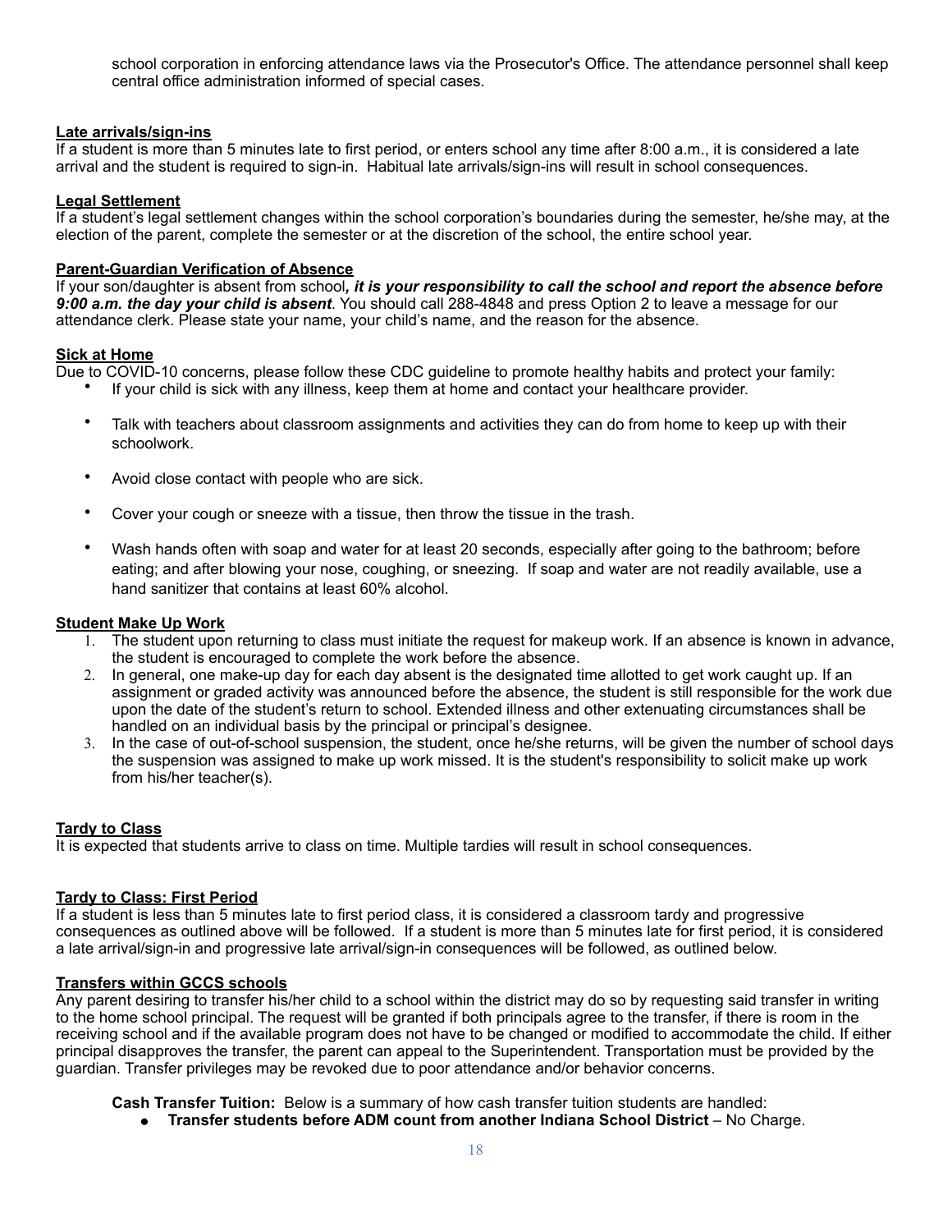school corporation in enforcing attendance laws via the Prosecutor's Office. The attendance personnel shall keep central office administration informed of special cases.

**Late arrivals/sign-ins**

If a student is more than 5 minutes late to first period, or enters school any time after 8:00 a.m., it is considered a late arrival and the student is required to sign-in. Habitual late arrivals/sign-ins will result in school consequences.

**Legal Settlement**

If a student's legal settlement changes within the school corporation's boundaries during the semester, he/she may, at the election of the parent, complete the semester or at the discretion of the school, the entire school year.

**Parent-Guardian Verification of Absence**

If your son/daughter is absent from school***, it is your responsibility to call the school and report the absence before 9:00 a.m. the day your child is absent***. You should call 288-4848 and press Option 2 to leave a message for our attendance clerk. Please state your name, your child's name, and the reason for the absence.

**Sick at Home**

Due to COVID-10 concerns, please follow these CDC guideline to promote healthy habits and protect your family:

- If your child is sick with any illness, keep them at home and contact your healthcare provider.
- Talk with teachers about classroom assignments and activities they can do from home to keep up with their schoolwork.
- Avoid close contact with people who are sick.
- Cover your cough or sneeze with a tissue, then throw the tissue in the trash.
- Wash hands often with soap and water for at least 20 seconds, especially after going to the bathroom; before eating; and after blowing your nose, coughing, or sneezing. If soap and water are not readily available, use a hand sanitizer that contains at least 60% alcohol.

**Student Make Up Work**

1. The student upon returning to class must initiate the request for makeup work. If an absence is known in advance, the student is encouraged to complete the work before the absence.
2. In general, one make-up day for each day absent is the designated time allotted to get work caught up. If an assignment or graded activity was announced before the absence, the student is still responsible for the work due upon the date of the student's return to school. Extended illness and other extenuating circumstances shall be handled on an individual basis by the principal or principal's designee.
3. In the case of out-of-school suspension, the student, once he/she returns, will be given the number of school days the suspension was assigned to make up work missed. It is the student's responsibility to solicit make up work from his/her teacher(s).

**Tardy to Class**

It is expected that students arrive to class on time. Multiple tardies will result in school consequences.

**Tardy to Class: First Period**

If a student is less than 5 minutes late to first period class, it is considered a classroom tardy and progressive consequences as outlined above will be followed. If a student is more than 5 minutes late for first period, it is considered a late arrival/sign-in and progressive late arrival/sign-in consequences will be followed, as outlined below.

**Transfers within GCCS schools**

Any parent desiring to transfer his/her child to a school within the district may do so by requesting said transfer in writing to the home school principal. The request will be granted if both principals agree to the transfer, if there is room in the receiving school and if the available program does not have to be changed or modified to accommodate the child. If either principal disapproves the transfer, the parent can appeal to the Superintendent. Transportation must be provided by the guardian. Transfer privileges may be revoked due to poor attendance and/or behavior concerns.

**Cash Transfer Tuition:** Below is a summary of how cash transfer tuition students are handled:

- **Transfer students before ADM count from another Indiana School District** – No Charge.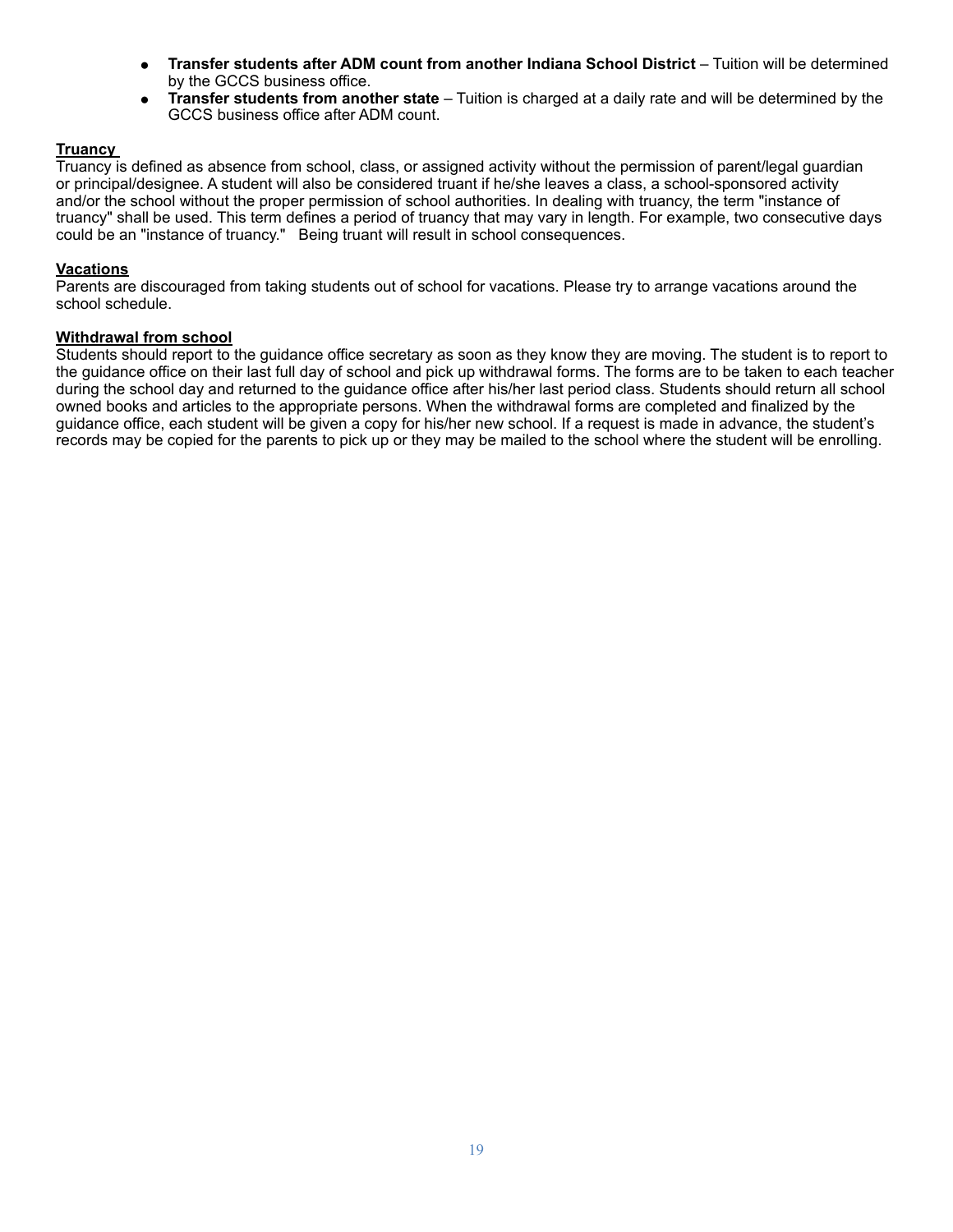- **Transfer students after ADM count from another Indiana School District** – Tuition will be determined by the GCCS business office.
- **Transfer students from another state** – Tuition is charged at a daily rate and will be determined by the GCCS business office after ADM count.

**Truancy**

Truancy is defined as absence from school, class, or assigned activity without the permission of parent/legal guardian or principal/designee. A student will also be considered truant if he/she leaves a class, a school-sponsored activity and/or the school without the proper permission of school authorities. In dealing with truancy, the term "instance of truancy" shall be used. This term defines a period of truancy that may vary in length. For example, two consecutive days could be an "instance of truancy." Being truant will result in school consequences.

**Vacations**

Parents are discouraged from taking students out of school for vacations. Please try to arrange vacations around the school schedule.

**Withdrawal from school**

Students should report to the guidance office secretary as soon as they know they are moving. The student is to report to the guidance office on their last full day of school and pick up withdrawal forms. The forms are to be taken to each teacher during the school day and returned to the guidance office after his/her last period class. Students should return all school owned books and articles to the appropriate persons. When the withdrawal forms are completed and finalized by the guidance office, each student will be given a copy for his/her new school. If a request is made in advance, the student's records may be copied for the parents to pick up or they may be mailed to the school where the student will be enrolling.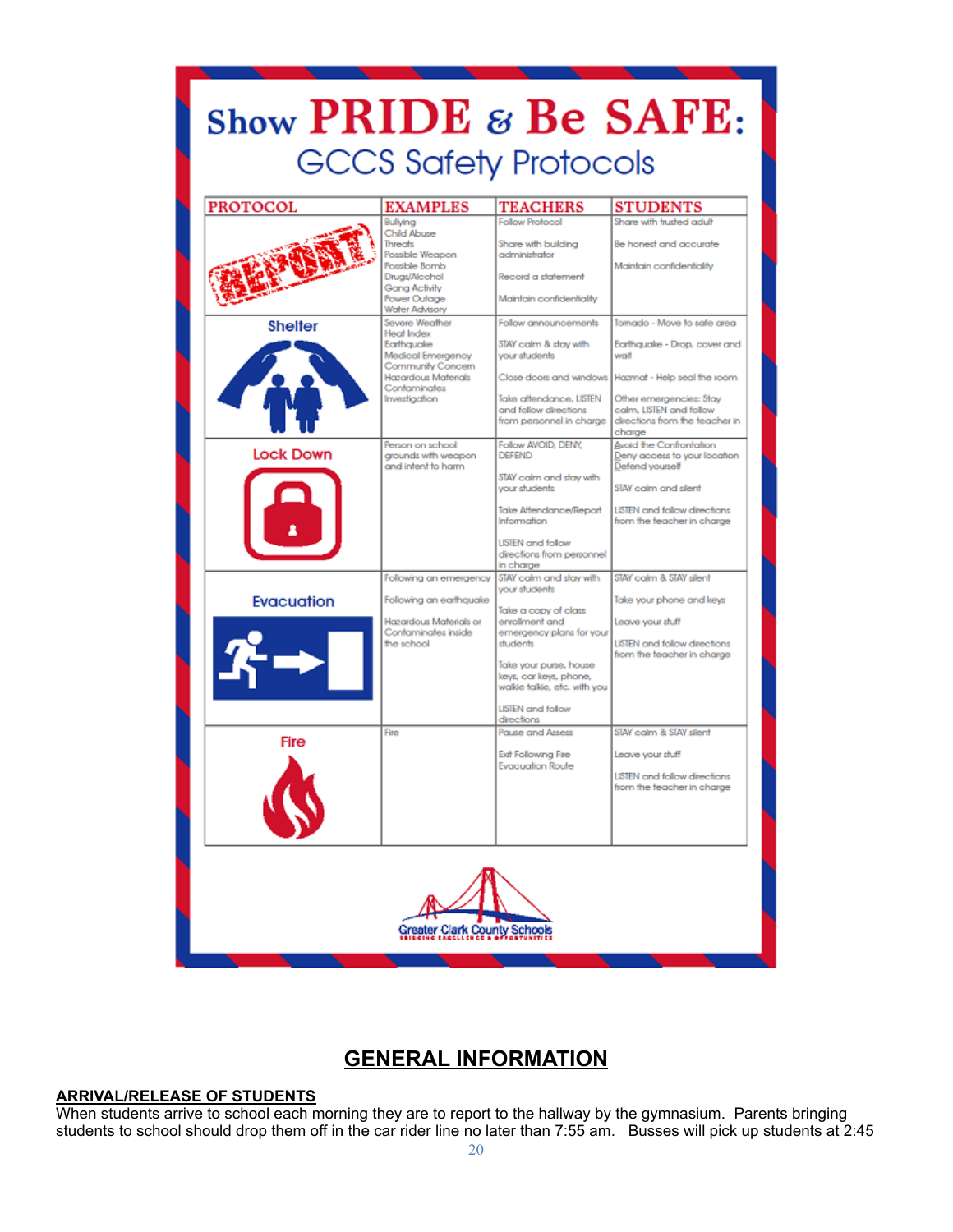# Show PRIDE & Be SAFE:

## GCCS Safety Protocols

| PROTOCOL | EXAMPLES | TEACHERS | STUDENTS |
|---|---|---|---|
| REPORT | Bullying<br>Child Abuse<br>Threats<br>Possible Weapon<br>Possible Bomb<br>Drugs/Alcohol<br>Gang Activity<br>Power Outage<br>Water Advisory | Follow Protocol<br><br>Share with building administrator<br><br>Record a statement<br><br>Maintain confidentiality | Share with trusted adult<br><br>Be honest and accurate<br><br>Maintain confidentiality |
| Shelter | Severe Weather<br>Heat Index<br>Earthquake<br>Medical Emergency<br>Community Concern<br>Hazardous Materials<br>Contaminates<br>Investigation | Follow announcements<br><br>STAY calm & stay with your students<br><br>Close doors and windows<br><br>Take attendance, LISTEN and follow directions from personnel in charge | Tornado - Move to safe area<br><br>Earthquake - Drop, cover and wait<br><br>Hazmat - Help seal the room<br><br>Other emergencies: Stay calm, LISTEN and follow directions from the teacher in charge |
| Lock Down | Person on school grounds with weapon and intent to harm | Follow AVOID, DENY, DEFEND<br><br>STAY calm and stay with your students<br><br>Take Attendance/Report Information<br><br>LISTEN and follow directions from personnel in charge | Avoid the Confrontation<br>Deny access to your location<br>Defend yourself<br><br>STAY calm and silent<br><br>LISTEN and follow directions from the teacher in charge |
| Evacuation | Following an emergency<br><br>Following an earthquake<br><br>Hazardous Materials or Contaminates inside the school | STAY calm and stay with your students<br><br>Take a copy of class enrollment and emergency plans for your students<br><br>Take your purse, house keys, car keys, phone, walkie talkie, etc. with you<br><br>LISTEN and follow directions | STAY calm & STAY silent<br><br>Take your phone and keys<br><br>Leave your stuff<br><br>LISTEN and follow directions from the teacher in charge |
| Fire | Fire | Pause and Assess<br><br>Exit Following Fire Evacuation Route | STAY calm & STAY silent<br><br>Leave your stuff<br><br>LISTEN and follow directions from the teacher in charge |

Greater Clark County Schools
BRIDGING EXCELLENCE & OPPORTUNITIES

# GENERAL INFORMATION

**ARRIVAL/RELEASE OF STUDENTS**

When students arrive to school each morning they are to report to the hallway by the gymnasium. Parents bringing students to school should drop them off in the car rider line no later than 7:55 am. Busses will pick up students at 2:45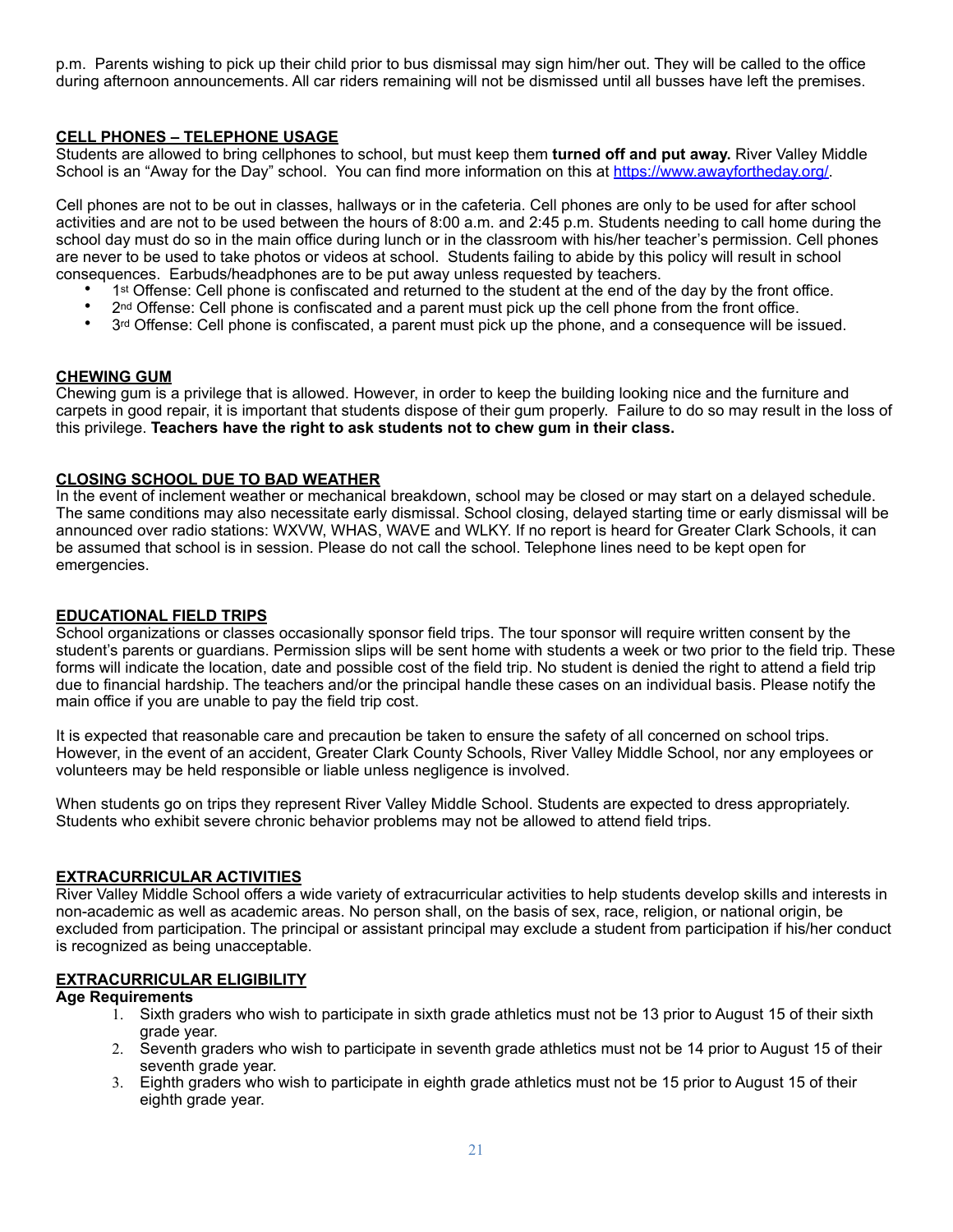p.m. Parents wishing to pick up their child prior to bus dismissal may sign him/her out. They will be called to the office during afternoon announcements. All car riders remaining will not be dismissed until all busses have left the premises.

## CELL PHONES – TELEPHONE USAGE

Students are allowed to bring cellphones to school, but must keep them **turned off and put away.** River Valley Middle School is an "Away for the Day" school. You can find more information on this at [https://www.awayfortheday.org/](https://www.awayfortheday.org/).

Cell phones are not to be out in classes, hallways or in the cafeteria. Cell phones are only to be used for after school activities and are not to be used between the hours of 8:00 a.m. and 2:45 p.m. Students needing to call home during the school day must do so in the main office during lunch or in the classroom with his/her teacher's permission. Cell phones are never to be used to take photos or videos at school. Students failing to abide by this policy will result in school consequences. Earbuds/headphones are to be put away unless requested by teachers.

- 1st Offense: Cell phone is confiscated and returned to the student at the end of the day by the front office.
- 2nd Offense: Cell phone is confiscated and a parent must pick up the cell phone from the front office.
- 3rd Offense: Cell phone is confiscated, a parent must pick up the phone, and a consequence will be issued.

## CHEWING GUM

Chewing gum is a privilege that is allowed. However, in order to keep the building looking nice and the furniture and carpets in good repair, it is important that students dispose of their gum properly. Failure to do so may result in the loss of this privilege. **Teachers have the right to ask students not to chew gum in their class.**

## CLOSING SCHOOL DUE TO BAD WEATHER

In the event of inclement weather or mechanical breakdown, school may be closed or may start on a delayed schedule. The same conditions may also necessitate early dismissal. School closing, delayed starting time or early dismissal will be announced over radio stations: WXVW, WHAS, WAVE and WLKY. If no report is heard for Greater Clark Schools, it can be assumed that school is in session. Please do not call the school. Telephone lines need to be kept open for emergencies.

## EDUCATIONAL FIELD TRIPS

School organizations or classes occasionally sponsor field trips. The tour sponsor will require written consent by the student's parents or guardians. Permission slips will be sent home with students a week or two prior to the field trip. These forms will indicate the location, date and possible cost of the field trip. No student is denied the right to attend a field trip due to financial hardship. The teachers and/or the principal handle these cases on an individual basis. Please notify the main office if you are unable to pay the field trip cost.

It is expected that reasonable care and precaution be taken to ensure the safety of all concerned on school trips. However, in the event of an accident, Greater Clark County Schools, River Valley Middle School, nor any employees or volunteers may be held responsible or liable unless negligence is involved.

When students go on trips they represent River Valley Middle School. Students are expected to dress appropriately. Students who exhibit severe chronic behavior problems may not be allowed to attend field trips.

## EXTRACURRICULAR ACTIVITIES

River Valley Middle School offers a wide variety of extracurricular activities to help students develop skills and interests in non-academic as well as academic areas. No person shall, on the basis of sex, race, religion, or national origin, be excluded from participation. The principal or assistant principal may exclude a student from participation if his/her conduct is recognized as being unacceptable.

## EXTRACURRICULAR ELIGIBILITY

**Age Requirements**

1. Sixth graders who wish to participate in sixth grade athletics must not be 13 prior to August 15 of their sixth grade year.
2. Seventh graders who wish to participate in seventh grade athletics must not be 14 prior to August 15 of their seventh grade year.
3. Eighth graders who wish to participate in eighth grade athletics must not be 15 prior to August 15 of their eighth grade year.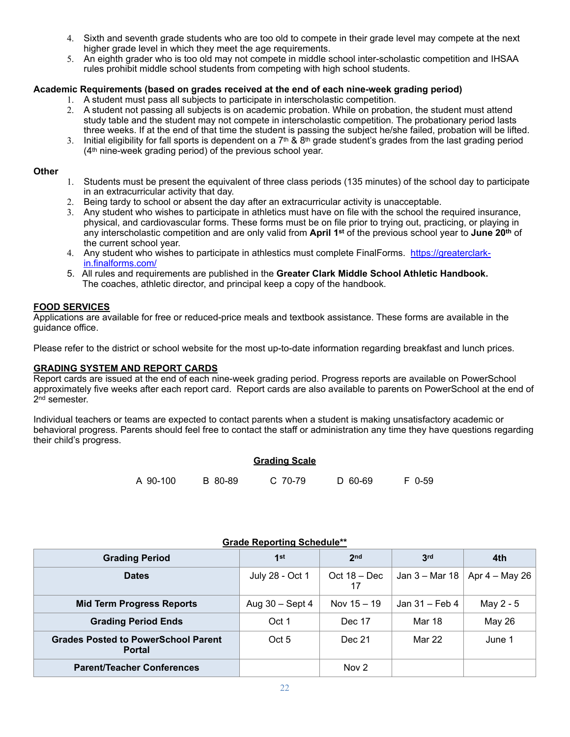4. Sixth and seventh grade students who are too old to compete in their grade level may compete at the next higher grade level in which they meet the age requirements.
5. An eighth grader who is too old may not compete in middle school inter-scholastic competition and IHSAA rules prohibit middle school students from competing with high school students.

**Academic Requirements (based on grades received at the end of each nine-week grading period)**

1. A student must pass all subjects to participate in interscholastic competition.
2. A student not passing all subjects is on academic probation. While on probation, the student must attend study table and the student may not compete in interscholastic competition. The probationary period lasts three weeks. If at the end of that time the student is passing the subject he/she failed, probation will be lifted.
3. Initial eligibility for fall sports is dependent on a 7th & 8th grade student's grades from the last grading period (4th nine-week grading period) of the previous school year.

**Other**

1. Students must be present the equivalent of three class periods (135 minutes) of the school day to participate in an extracurricular activity that day.
2. Being tardy to school or absent the day after an extracurricular activity is unacceptable.
3. Any student who wishes to participate in athletics must have on file with the school the required insurance, physical, and cardiovascular forms. These forms must be on file prior to trying out, practicing, or playing in any interscholastic competition and are only valid from **April 1st** of the previous school year to **June 20th** of the current school year.
4. Any student who wishes to participate in athlestics must complete FinalForms. https://greaterclark-in.finalforms.com/
5. All rules and requirements are published in the **Greater Clark Middle School Athletic Handbook.** The coaches, athletic director, and principal keep a copy of the handbook.

## FOOD SERVICES

Applications are available for free or reduced-price meals and textbook assistance. These forms are available in the guidance office.

Please refer to the district or school website for the most up-to-date information regarding breakfast and lunch prices.

## GRADING SYSTEM AND REPORT CARDS

Report cards are issued at the end of each nine-week grading period. Progress reports are available on PowerSchool approximately five weeks after each report card. Report cards are also available to parents on PowerSchool at the end of 2nd semester.

Individual teachers or teams are expected to contact parents when a student is making unsatisfactory academic or behavioral progress. Parents should feel free to contact the staff or administration any time they have questions regarding their child's progress.

**Grading Scale**

A 90-100 B 80-89 C 70-79 D 60-69 F 0-59

**Grade Reporting Schedule\*\***

| Grading Period | 1st | 2nd | 3rd | 4th |
|---|---|---|---|---|
| Dates | July 28 - Oct 1 | Oct 18 – Dec 17 | Jan 3 – Mar 18 | Apr 4 – May 26 |
| Mid Term Progress Reports | Aug 30 – Sept 4 | Nov 15 – 19 | Jan 31 – Feb 4 | May 2 - 5 |
| Grading Period Ends | Oct 1 | Dec 17 | Mar 18 | May 26 |
| Grades Posted to PowerSchool Parent Portal | Oct 5 | Dec 21 | Mar 22 | June 1 |
| Parent/Teacher Conferences | | Nov 2 | | |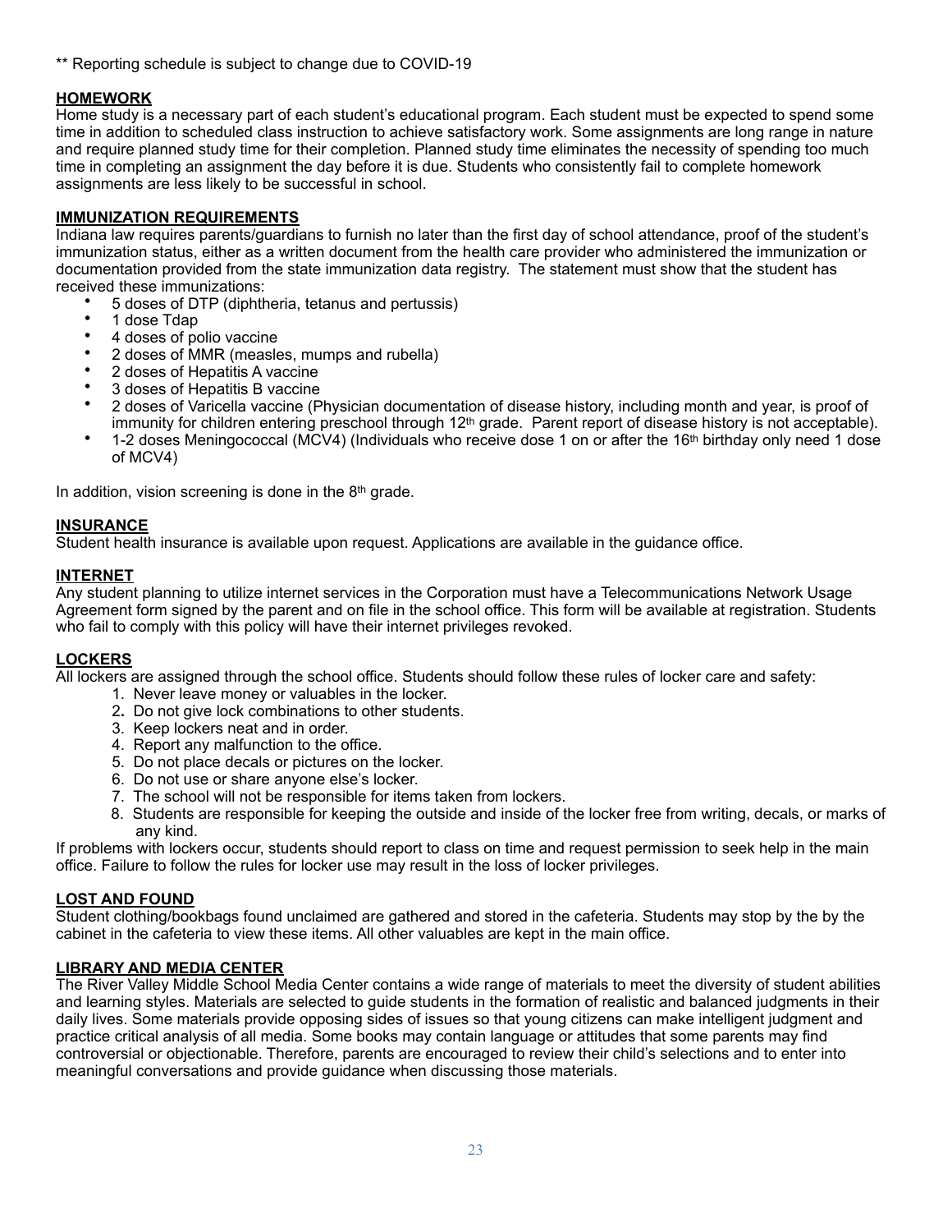** Reporting schedule is subject to change due to COVID-19

## HOMEWORK

Home study is a necessary part of each student's educational program. Each student must be expected to spend some time in addition to scheduled class instruction to achieve satisfactory work. Some assignments are long range in nature and require planned study time for their completion. Planned study time eliminates the necessity of spending too much time in completing an assignment the day before it is due. Students who consistently fail to complete homework assignments are less likely to be successful in school.

## IMMUNIZATION REQUIREMENTS

Indiana law requires parents/guardians to furnish no later than the first day of school attendance, proof of the student's immunization status, either as a written document from the health care provider who administered the immunization or documentation provided from the state immunization data registry. The statement must show that the student has received these immunizations:

- 5 doses of DTP (diphtheria, tetanus and pertussis)
- 1 dose Tdap
- 4 doses of polio vaccine
- 2 doses of MMR (measles, mumps and rubella)
- 2 doses of Hepatitis A vaccine
- 3 doses of Hepatitis B vaccine
- 2 doses of Varicella vaccine (Physician documentation of disease history, including month and year, is proof of immunity for children entering preschool through 12th grade. Parent report of disease history is not acceptable).
- 1-2 doses Meningococcal (MCV4) (Individuals who receive dose 1 on or after the 16th birthday only need 1 dose of MCV4)

In addition, vision screening is done in the 8th grade.

## INSURANCE

Student health insurance is available upon request. Applications are available in the guidance office.

## INTERNET

Any student planning to utilize internet services in the Corporation must have a Telecommunications Network Usage Agreement form signed by the parent and on file in the school office. This form will be available at registration. Students who fail to comply with this policy will have their internet privileges revoked.

## LOCKERS

All lockers are assigned through the school office. Students should follow these rules of locker care and safety:

1. Never leave money or valuables in the locker.
2. Do not give lock combinations to other students.
3. Keep lockers neat and in order.
4. Report any malfunction to the office.
5. Do not place decals or pictures on the locker.
6. Do not use or share anyone else's locker.
7. The school will not be responsible for items taken from lockers.
8. Students are responsible for keeping the outside and inside of the locker free from writing, decals, or marks of any kind.

If problems with lockers occur, students should report to class on time and request permission to seek help in the main office. Failure to follow the rules for locker use may result in the loss of locker privileges.

## LOST AND FOUND

Student clothing/bookbags found unclaimed are gathered and stored in the cafeteria. Students may stop by the by the cabinet in the cafeteria to view these items. All other valuables are kept in the main office.

## LIBRARY AND MEDIA CENTER

The River Valley Middle School Media Center contains a wide range of materials to meet the diversity of student abilities and learning styles. Materials are selected to guide students in the formation of realistic and balanced judgments in their daily lives. Some materials provide opposing sides of issues so that young citizens can make intelligent judgment and practice critical analysis of all media. Some books may contain language or attitudes that some parents may find controversial or objectionable. Therefore, parents are encouraged to review their child's selections and to enter into meaningful conversations and provide guidance when discussing those materials.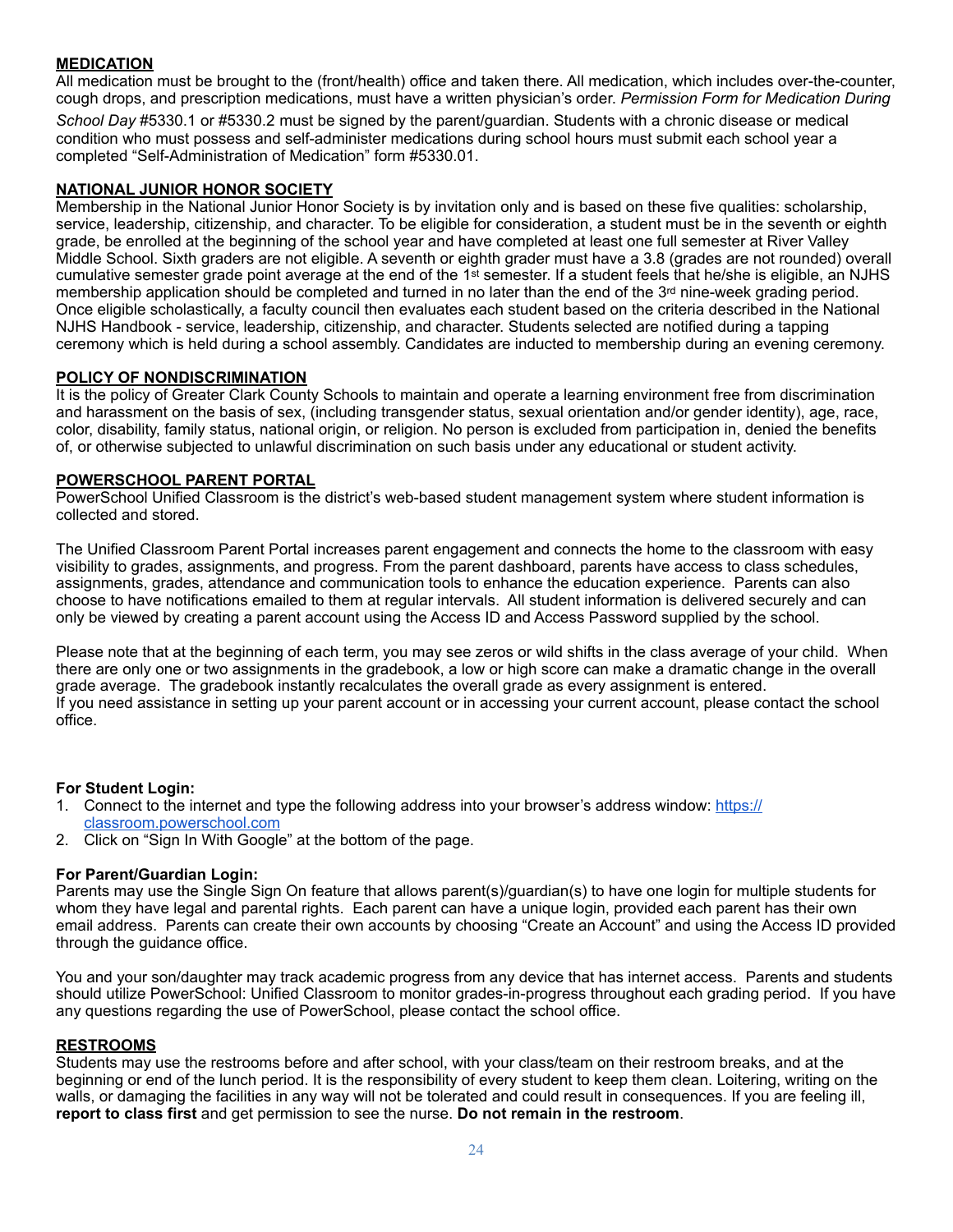## MEDICATION

All medication must be brought to the (front/health) office and taken there. All medication, which includes over-the-counter, cough drops, and prescription medications, must have a written physician's order. *Permission Form for Medication During School Day* #5330.1 or #5330.2 must be signed by the parent/guardian. Students with a chronic disease or medical condition who must possess and self-administer medications during school hours must submit each school year a completed "Self-Administration of Medication" form #5330.01.

## NATIONAL JUNIOR HONOR SOCIETY

Membership in the National Junior Honor Society is by invitation only and is based on these five qualities: scholarship, service, leadership, citizenship, and character. To be eligible for consideration, a student must be in the seventh or eighth grade, be enrolled at the beginning of the school year and have completed at least one full semester at River Valley Middle School. Sixth graders are not eligible. A seventh or eighth grader must have a 3.8 (grades are not rounded) overall cumulative semester grade point average at the end of the 1st semester. If a student feels that he/she is eligible, an NJHS membership application should be completed and turned in no later than the end of the 3rd nine-week grading period. Once eligible scholastically, a faculty council then evaluates each student based on the criteria described in the National NJHS Handbook - service, leadership, citizenship, and character. Students selected are notified during a tapping ceremony which is held during a school assembly. Candidates are inducted to membership during an evening ceremony.

## POLICY OF NONDISCRIMINATION

It is the policy of Greater Clark County Schools to maintain and operate a learning environment free from discrimination and harassment on the basis of sex, (including transgender status, sexual orientation and/or gender identity), age, race, color, disability, family status, national origin, or religion. No person is excluded from participation in, denied the benefits of, or otherwise subjected to unlawful discrimination on such basis under any educational or student activity.

## POWERSCHOOL PARENT PORTAL

PowerSchool Unified Classroom is the district's web-based student management system where student information is collected and stored.

The Unified Classroom Parent Portal increases parent engagement and connects the home to the classroom with easy visibility to grades, assignments, and progress. From the parent dashboard, parents have access to class schedules, assignments, grades, attendance and communication tools to enhance the education experience. Parents can also choose to have notifications emailed to them at regular intervals. All student information is delivered securely and can only be viewed by creating a parent account using the Access ID and Access Password supplied by the school.

Please note that at the beginning of each term, you may see zeros or wild shifts in the class average of your child. When there are only one or two assignments in the gradebook, a low or high score can make a dramatic change in the overall grade average. The gradebook instantly recalculates the overall grade as every assignment is entered.
If you need assistance in setting up your parent account or in accessing your current account, please contact the school office.

**For Student Login:**

1. Connect to the internet and type the following address into your browser's address window: https://classroom.powerschool.com
2. Click on "Sign In With Google" at the bottom of the page.

**For Parent/Guardian Login:**

Parents may use the Single Sign On feature that allows parent(s)/guardian(s) to have one login for multiple students for whom they have legal and parental rights. Each parent can have a unique login, provided each parent has their own email address. Parents can create their own accounts by choosing "Create an Account" and using the Access ID provided through the guidance office.

You and your son/daughter may track academic progress from any device that has internet access. Parents and students should utilize PowerSchool: Unified Classroom to monitor grades-in-progress throughout each grading period. If you have any questions regarding the use of PowerSchool, please contact the school office.

## RESTROOMS

Students may use the restrooms before and after school, with your class/team on their restroom breaks, and at the beginning or end of the lunch period. It is the responsibility of every student to keep them clean. Loitering, writing on the walls, or damaging the facilities in any way will not be tolerated and could result in consequences. If you are feeling ill, **report to class first** and get permission to see the nurse. **Do not remain in the restroom**.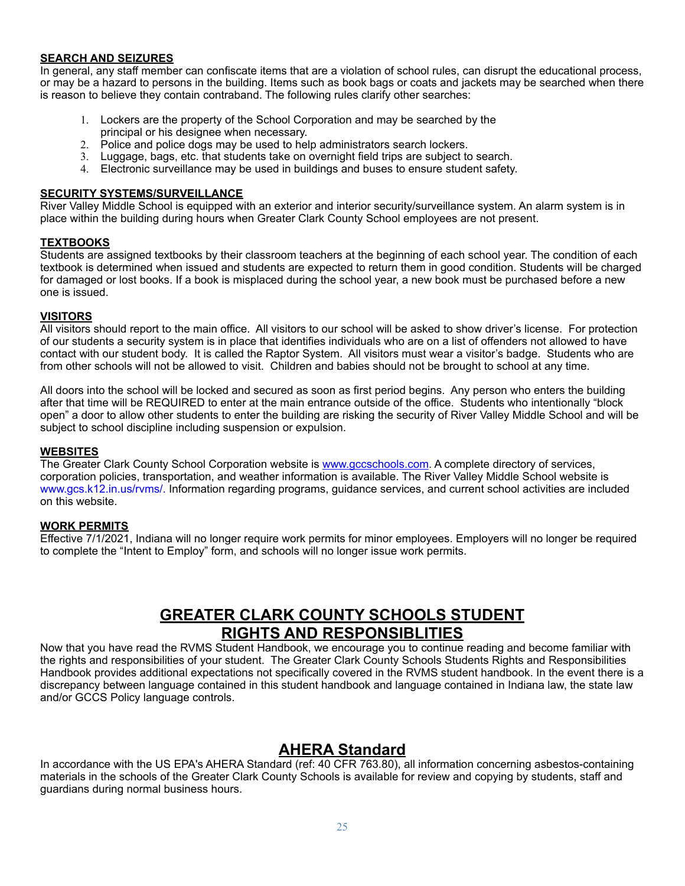**SEARCH AND SEIZURES**

In general, any staff member can confiscate items that are a violation of school rules, can disrupt the educational process, or may be a hazard to persons in the building. Items such as book bags or coats and jackets may be searched when there is reason to believe they contain contraband. The following rules clarify other searches:

1. Lockers are the property of the School Corporation and may be searched by the principal or his designee when necessary.
2. Police and police dogs may be used to help administrators search lockers.
3. Luggage, bags, etc. that students take on overnight field trips are subject to search.
4. Electronic surveillance may be used in buildings and buses to ensure student safety.

**SECURITY SYSTEMS/SURVEILLANCE**

River Valley Middle School is equipped with an exterior and interior security/surveillance system. An alarm system is in place within the building during hours when Greater Clark County School employees are not present.

**TEXTBOOKS**

Students are assigned textbooks by their classroom teachers at the beginning of each school year. The condition of each textbook is determined when issued and students are expected to return them in good condition. Students will be charged for damaged or lost books. If a book is misplaced during the school year, a new book must be purchased before a new one is issued.

**VISITORS**

All visitors should report to the main office. All visitors to our school will be asked to show driver's license. For protection of our students a security system is in place that identifies individuals who are on a list of offenders not allowed to have contact with our student body. It is called the Raptor System. All visitors must wear a visitor's badge. Students who are from other schools will not be allowed to visit. Children and babies should not be brought to school at any time.

All doors into the school will be locked and secured as soon as first period begins. Any person who enters the building after that time will be REQUIRED to enter at the main entrance outside of the office. Students who intentionally "block open" a door to allow other students to enter the building are risking the security of River Valley Middle School and will be subject to school discipline including suspension or expulsion.

**WEBSITES**

The Greater Clark County School Corporation website is www.gccschools.com. A complete directory of services, corporation policies, transportation, and weather information is available. The River Valley Middle School website is www.gcs.k12.in.us/rvms/. Information regarding programs, guidance services, and current school activities are included on this website.

**WORK PERMITS**

Effective 7/1/2021, Indiana will no longer require work permits for minor employees. Employers will no longer be required to complete the "Intent to Employ" form, and schools will no longer issue work permits.

# GREATER CLARK COUNTY SCHOOLS STUDENT RIGHTS AND RESPONSIBLITIES

Now that you have read the RVMS Student Handbook, we encourage you to continue reading and become familiar with the rights and responsibilities of your student. The Greater Clark County Schools Students Rights and Responsibilities Handbook provides additional expectations not specifically covered in the RVMS student handbook. In the event there is a discrepancy between language contained in this student handbook and language contained in Indiana law, the state law and/or GCCS Policy language controls.

# AHERA Standard

In accordance with the US EPA's AHERA Standard (ref: 40 CFR 763.80), all information concerning asbestos-containing materials in the schools of the Greater Clark County Schools is available for review and copying by students, staff and guardians during normal business hours.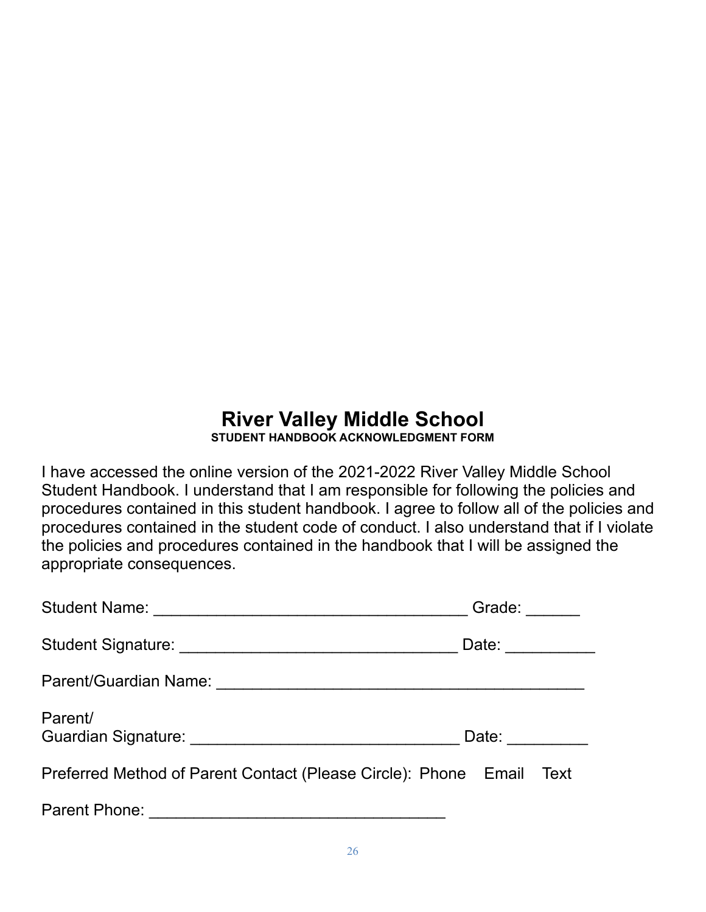# River Valley Middle School

**STUDENT HANDBOOK ACKNOWLEDGMENT FORM**

I have accessed the online version of the 2021-2022 River Valley Middle School Student Handbook. I understand that I am responsible for following the policies and procedures contained in this student handbook. I agree to follow all of the policies and procedures contained in the student code of conduct. I also understand that if I violate the policies and procedures contained in the handbook that I will be assigned the appropriate consequences.

Student Name: ___________________________________ Grade: ______

Student Signature: _______________________________ Date: __________

Parent/Guardian Name: _________________________________________

Parent/
Guardian Signature: ______________________________ Date: _________

Preferred Method of Parent Contact (Please Circle): Phone Email Text

Parent Phone: _________________________________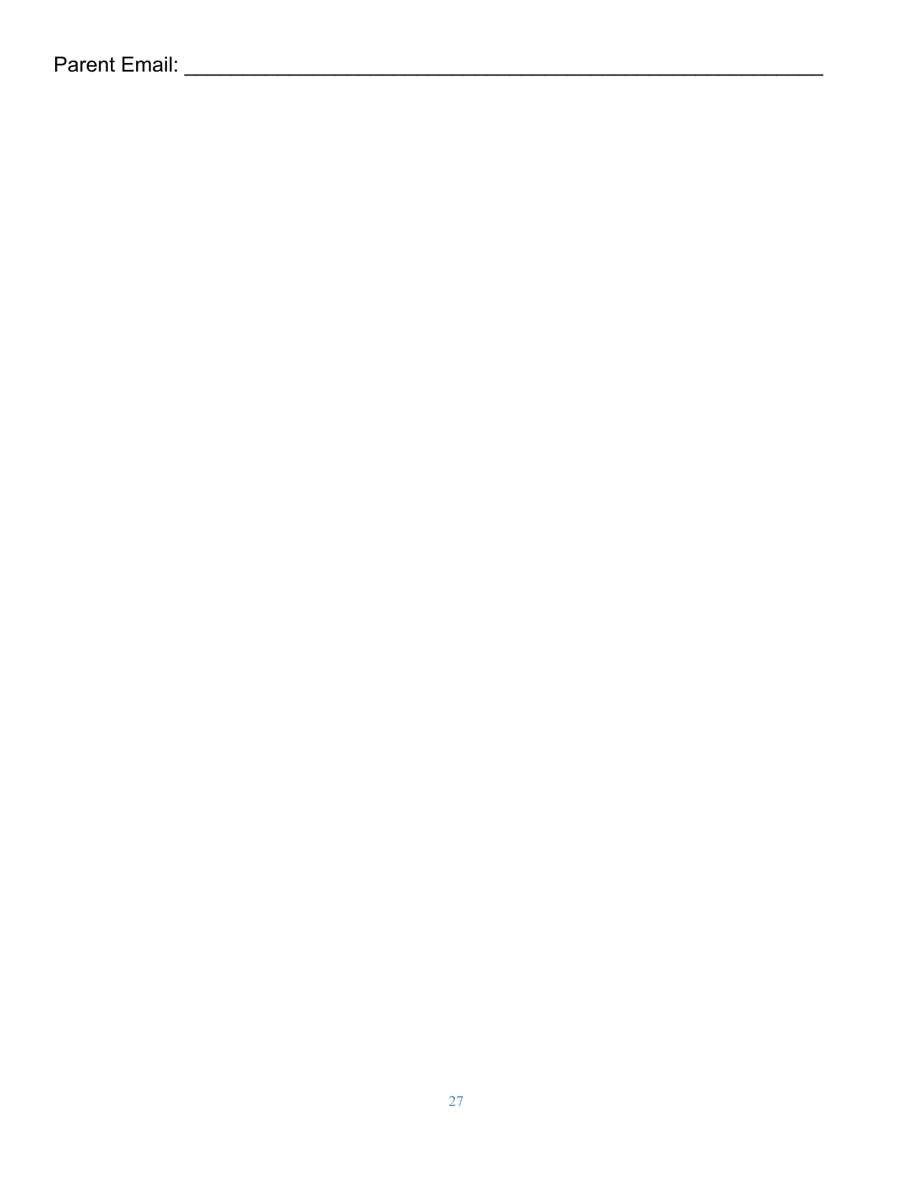Parent Email: ________________________________________________________